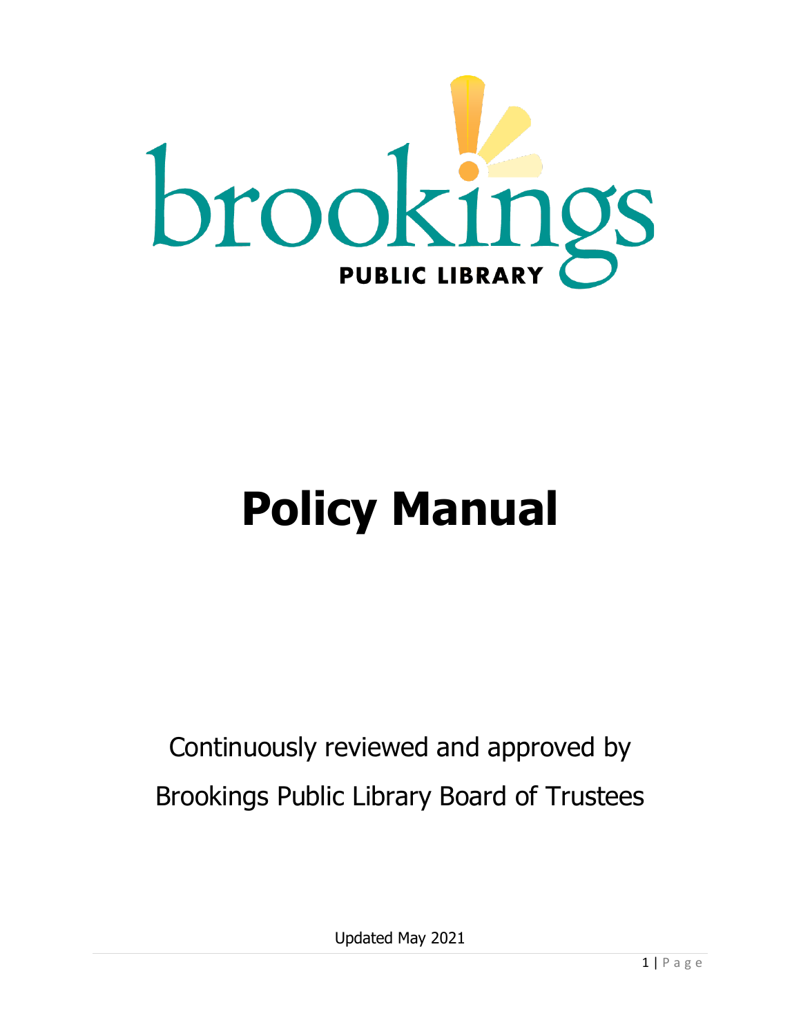brookings

PUBLIC LIBRARY

# Policy Manual

Continuously reviewed and approved by

Brookings Public Library Board of Trustees

Updated May 2021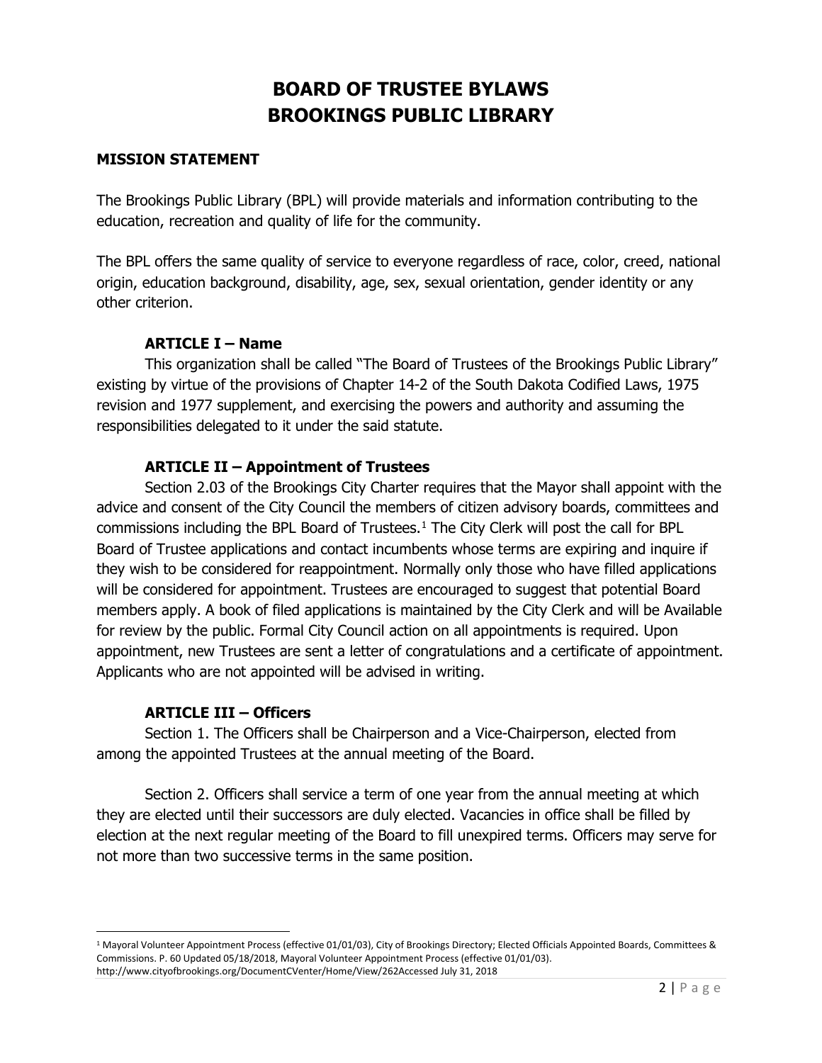# BOARD OF TRUSTEE BYLAWS
# BROOKINGS PUBLIC LIBRARY

## MISSION STATEMENT

The Brookings Public Library (BPL) will provide materials and information contributing to the education, recreation and quality of life for the community.

The BPL offers the same quality of service to everyone regardless of race, color, creed, national origin, education background, disability, age, sex, sexual orientation, gender identity or any other criterion.

### ARTICLE I – Name

This organization shall be called "The Board of Trustees of the Brookings Public Library" existing by virtue of the provisions of Chapter 14-2 of the South Dakota Codified Laws, 1975 revision and 1977 supplement, and exercising the powers and authority and assuming the responsibilities delegated to it under the said statute.

### ARTICLE II – Appointment of Trustees

Section 2.03 of the Brookings City Charter requires that the Mayor shall appoint with the advice and consent of the City Council the members of citizen advisory boards, committees and commissions including the BPL Board of Trustees.[1] The City Clerk will post the call for BPL Board of Trustee applications and contact incumbents whose terms are expiring and inquire if they wish to be considered for reappointment. Normally only those who have filled applications will be considered for appointment. Trustees are encouraged to suggest that potential Board members apply. A book of filed applications is maintained by the City Clerk and will be Available for review by the public. Formal City Council action on all appointments is required. Upon appointment, new Trustees are sent a letter of congratulations and a certificate of appointment. Applicants who are not appointed will be advised in writing.

### ARTICLE III – Officers

Section 1. The Officers shall be Chairperson and a Vice-Chairperson, elected from among the appointed Trustees at the annual meeting of the Board.

Section 2. Officers shall service a term of one year from the annual meeting at which they are elected until their successors are duly elected. Vacancies in office shall be filled by election at the next regular meeting of the Board to fill unexpired terms. Officers may serve for not more than two successive terms in the same position.

---

[1] Mayoral Volunteer Appointment Process (effective 01/01/03), City of Brookings Directory; Elected Officials Appointed Boards, Committees & Commissions. P. 60 Updated 05/18/2018, Mayoral Volunteer Appointment Process (effective 01/01/03). http://www.cityofbrookings.org/DocumentCVenter/Home/View/262Accessed July 31, 2018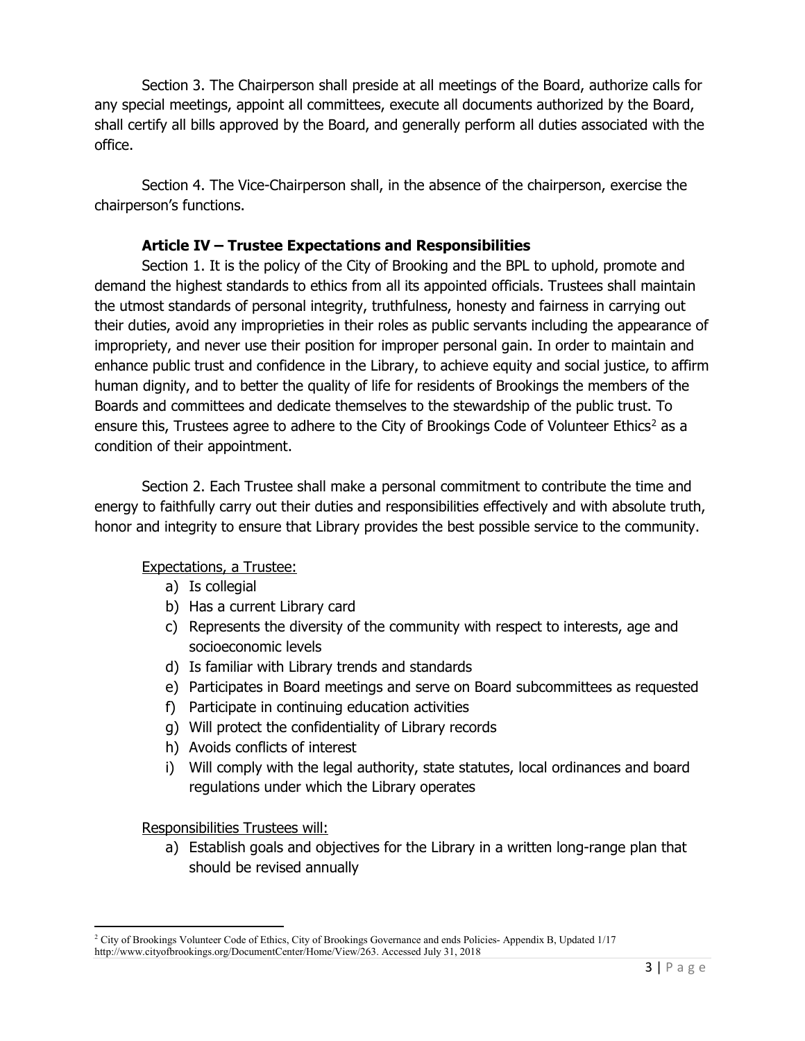Section 3. The Chairperson shall preside at all meetings of the Board, authorize calls for any special meetings, appoint all committees, execute all documents authorized by the Board, shall certify all bills approved by the Board, and generally perform all duties associated with the office.

Section 4. The Vice-Chairperson shall, in the absence of the chairperson, exercise the chairperson's functions.

### Article IV – Trustee Expectations and Responsibilities

Section 1. It is the policy of the City of Brooking and the BPL to uphold, promote and demand the highest standards to ethics from all its appointed officials. Trustees shall maintain the utmost standards of personal integrity, truthfulness, honesty and fairness in carrying out their duties, avoid any improprieties in their roles as public servants including the appearance of impropriety, and never use their position for improper personal gain. In order to maintain and enhance public trust and confidence in the Library, to achieve equity and social justice, to affirm human dignity, and to better the quality of life for residents of Brookings the members of the Boards and committees and dedicate themselves to the stewardship of the public trust. To ensure this, Trustees agree to adhere to the City of Brookings Code of Volunteer Ethics[2] as a condition of their appointment.

Section 2. Each Trustee shall make a personal commitment to contribute the time and energy to faithfully carry out their duties and responsibilities effectively and with absolute truth, honor and integrity to ensure that Library provides the best possible service to the community.

<u>Expectations, a Trustee:</u>

a) Is collegial
b) Has a current Library card
c) Represents the diversity of the community with respect to interests, age and socioeconomic levels
d) Is familiar with Library trends and standards
e) Participates in Board meetings and serve on Board subcommittees as requested
f) Participate in continuing education activities
g) Will protect the confidentiality of Library records
h) Avoids conflicts of interest
i) Will comply with the legal authority, state statutes, local ordinances and board regulations under which the Library operates

<u>Responsibilities Trustees will:</u>

a) Establish goals and objectives for the Library in a written long-range plan that should be revised annually

---

[2] City of Brookings Volunteer Code of Ethics, City of Brookings Governance and ends Policies- Appendix B, Updated 1/17 http://www.cityofbrookings.org/DocumentCenter/Home/View/263. Accessed July 31, 2018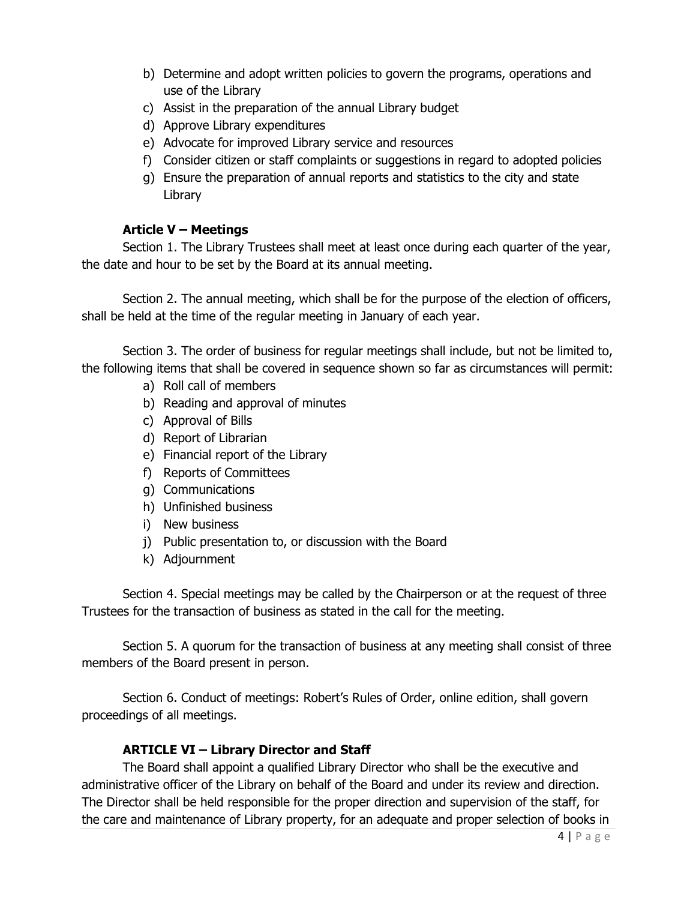b) Determine and adopt written policies to govern the programs, operations and use of the Library
c) Assist in the preparation of the annual Library budget
d) Approve Library expenditures
e) Advocate for improved Library service and resources
f) Consider citizen or staff complaints or suggestions in regard to adopted policies
g) Ensure the preparation of annual reports and statistics to the city and state Library

### Article V – Meetings

Section 1. The Library Trustees shall meet at least once during each quarter of the year, the date and hour to be set by the Board at its annual meeting.

Section 2. The annual meeting, which shall be for the purpose of the election of officers, shall be held at the time of the regular meeting in January of each year.

Section 3. The order of business for regular meetings shall include, but not be limited to, the following items that shall be covered in sequence shown so far as circumstances will permit:

a) Roll call of members
b) Reading and approval of minutes
c) Approval of Bills
d) Report of Librarian
e) Financial report of the Library
f) Reports of Committees
g) Communications
h) Unfinished business
i) New business
j) Public presentation to, or discussion with the Board
k) Adjournment

Section 4. Special meetings may be called by the Chairperson or at the request of three Trustees for the transaction of business as stated in the call for the meeting.

Section 5. A quorum for the transaction of business at any meeting shall consist of three members of the Board present in person.

Section 6. Conduct of meetings: Robert's Rules of Order, online edition, shall govern proceedings of all meetings.

### ARTICLE VI – Library Director and Staff

The Board shall appoint a qualified Library Director who shall be the executive and administrative officer of the Library on behalf of the Board and under its review and direction. The Director shall be held responsible for the proper direction and supervision of the staff, for the care and maintenance of Library property, for an adequate and proper selection of books in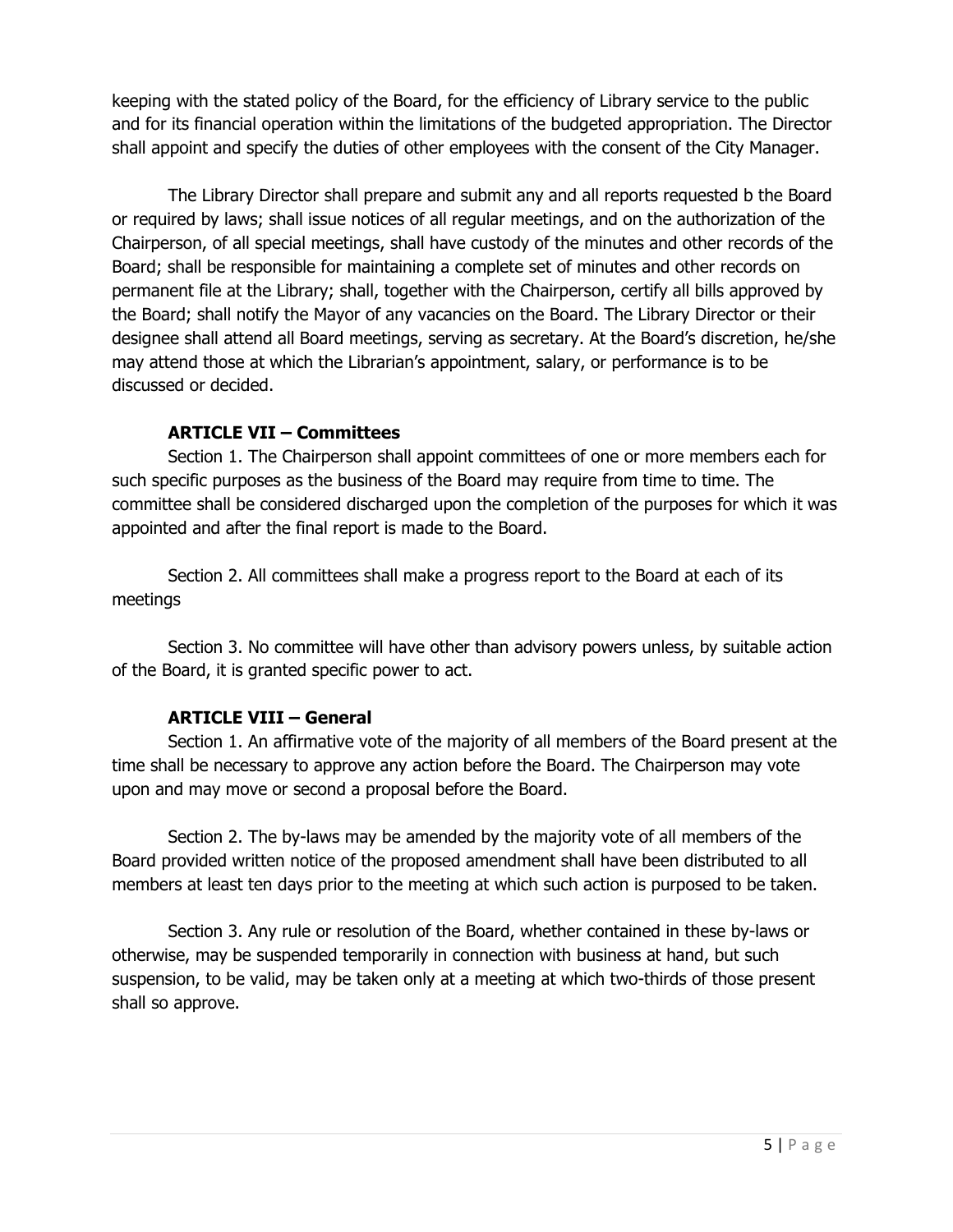keeping with the stated policy of the Board, for the efficiency of Library service to the public and for its financial operation within the limitations of the budgeted appropriation. The Director shall appoint and specify the duties of other employees with the consent of the City Manager.

The Library Director shall prepare and submit any and all reports requested b the Board or required by laws; shall issue notices of all regular meetings, and on the authorization of the Chairperson, of all special meetings, shall have custody of the minutes and other records of the Board; shall be responsible for maintaining a complete set of minutes and other records on permanent file at the Library; shall, together with the Chairperson, certify all bills approved by the Board; shall notify the Mayor of any vacancies on the Board. The Library Director or their designee shall attend all Board meetings, serving as secretary. At the Board's discretion, he/she may attend those at which the Librarian's appointment, salary, or performance is to be discussed or decided.

## ARTICLE VII – Committees

Section 1. The Chairperson shall appoint committees of one or more members each for such specific purposes as the business of the Board may require from time to time. The committee shall be considered discharged upon the completion of the purposes for which it was appointed and after the final report is made to the Board.

Section 2. All committees shall make a progress report to the Board at each of its meetings

Section 3. No committee will have other than advisory powers unless, by suitable action of the Board, it is granted specific power to act.

## ARTICLE VIII – General

Section 1. An affirmative vote of the majority of all members of the Board present at the time shall be necessary to approve any action before the Board. The Chairperson may vote upon and may move or second a proposal before the Board.

Section 2. The by-laws may be amended by the majority vote of all members of the Board provided written notice of the proposed amendment shall have been distributed to all members at least ten days prior to the meeting at which such action is purposed to be taken.

Section 3. Any rule or resolution of the Board, whether contained in these by-laws or otherwise, may be suspended temporarily in connection with business at hand, but such suspension, to be valid, may be taken only at a meeting at which two-thirds of those present shall so approve.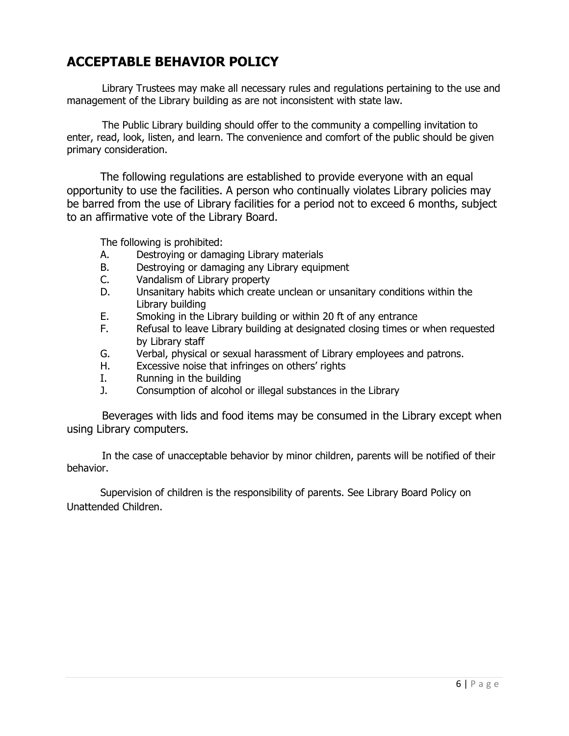## ACCEPTABLE BEHAVIOR POLICY

Library Trustees may make all necessary rules and regulations pertaining to the use and management of the Library building as are not inconsistent with state law.

The Public Library building should offer to the community a compelling invitation to enter, read, look, listen, and learn. The convenience and comfort of the public should be given primary consideration.

The following regulations are established to provide everyone with an equal opportunity to use the facilities. A person who continually violates Library policies may be barred from the use of Library facilities for a period not to exceed 6 months, subject to an affirmative vote of the Library Board.

The following is prohibited:

A. Destroying or damaging Library materials
B. Destroying or damaging any Library equipment
C. Vandalism of Library property
D. Unsanitary habits which create unclean or unsanitary conditions within the Library building
E. Smoking in the Library building or within 20 ft of any entrance
F. Refusal to leave Library building at designated closing times or when requested by Library staff
G. Verbal, physical or sexual harassment of Library employees and patrons.
H. Excessive noise that infringes on others' rights
I. Running in the building
J. Consumption of alcohol or illegal substances in the Library

Beverages with lids and food items may be consumed in the Library except when using Library computers.

In the case of unacceptable behavior by minor children, parents will be notified of their behavior.

Supervision of children is the responsibility of parents. See Library Board Policy on Unattended Children.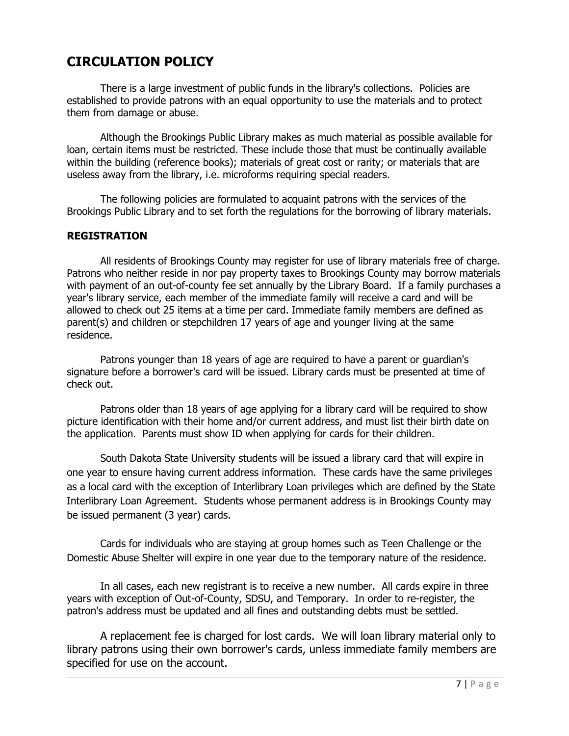# CIRCULATION POLICY

There is a large investment of public funds in the library's collections. Policies are established to provide patrons with an equal opportunity to use the materials and to protect them from damage or abuse.

Although the Brookings Public Library makes as much material as possible available for loan, certain items must be restricted. These include those that must be continually available within the building (reference books); materials of great cost or rarity; or materials that are useless away from the library, i.e. microforms requiring special readers.

The following policies are formulated to acquaint patrons with the services of the Brookings Public Library and to set forth the regulations for the borrowing of library materials.

### REGISTRATION

All residents of Brookings County may register for use of library materials free of charge. Patrons who neither reside in nor pay property taxes to Brookings County may borrow materials with payment of an out-of-county fee set annually by the Library Board. If a family purchases a year's library service, each member of the immediate family will receive a card and will be allowed to check out 25 items at a time per card. Immediate family members are defined as parent(s) and children or stepchildren 17 years of age and younger living at the same residence.

Patrons younger than 18 years of age are required to have a parent or guardian's signature before a borrower's card will be issued. Library cards must be presented at time of check out.

Patrons older than 18 years of age applying for a library card will be required to show picture identification with their home and/or current address, and must list their birth date on the application. Parents must show ID when applying for cards for their children.

South Dakota State University students will be issued a library card that will expire in one year to ensure having current address information. These cards have the same privileges as a local card with the exception of Interlibrary Loan privileges which are defined by the State Interlibrary Loan Agreement. Students whose permanent address is in Brookings County may be issued permanent (3 year) cards.

Cards for individuals who are staying at group homes such as Teen Challenge or the Domestic Abuse Shelter will expire in one year due to the temporary nature of the residence.

In all cases, each new registrant is to receive a new number. All cards expire in three years with exception of Out-of-County, SDSU, and Temporary. In order to re-register, the patron's address must be updated and all fines and outstanding debts must be settled.

A replacement fee is charged for lost cards. We will loan library material only to library patrons using their own borrower's cards, unless immediate family members are specified for use on the account.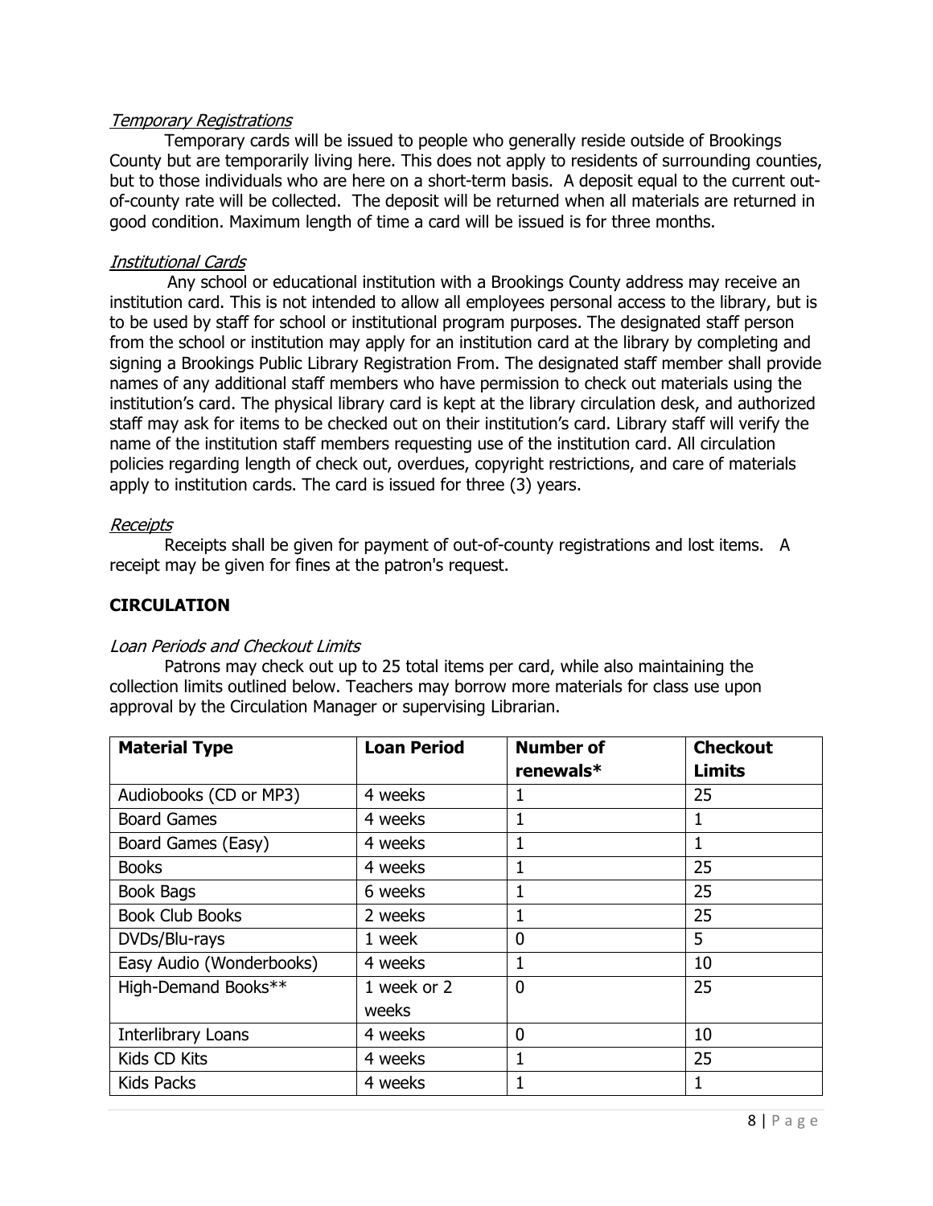*Temporary Registrations*

Temporary cards will be issued to people who generally reside outside of Brookings County but are temporarily living here. This does not apply to residents of surrounding counties, but to those individuals who are here on a short-term basis. A deposit equal to the current out-of-county rate will be collected. The deposit will be returned when all materials are returned in good condition. Maximum length of time a card will be issued is for three months.

*Institutional Cards*

Any school or educational institution with a Brookings County address may receive an institution card. This is not intended to allow all employees personal access to the library, but is to be used by staff for school or institutional program purposes. The designated staff person from the school or institution may apply for an institution card at the library by completing and signing a Brookings Public Library Registration From. The designated staff member shall provide names of any additional staff members who have permission to check out materials using the institution's card. The physical library card is kept at the library circulation desk, and authorized staff may ask for items to be checked out on their institution's card. Library staff will verify the name of the institution staff members requesting use of the institution card. All circulation policies regarding length of check out, overdues, copyright restrictions, and care of materials apply to institution cards. The card is issued for three (3) years.

*Receipts*

Receipts shall be given for payment of out-of-county registrations and lost items. A receipt may be given for fines at the patron's request.

## CIRCULATION

*Loan Periods and Checkout Limits*

Patrons may check out up to 25 total items per card, while also maintaining the collection limits outlined below. Teachers may borrow more materials for class use upon approval by the Circulation Manager or supervising Librarian.

| Material Type | Loan Period | Number of renewals* | Checkout Limits |
|---|---|---|---|
| Audiobooks (CD or MP3) | 4 weeks | 1 | 25 |
| Board Games | 4 weeks | 1 | 1 |
| Board Games (Easy) | 4 weeks | 1 | 1 |
| Books | 4 weeks | 1 | 25 |
| Book Bags | 6 weeks | 1 | 25 |
| Book Club Books | 2 weeks | 1 | 25 |
| DVDs/Blu-rays | 1 week | 0 | 5 |
| Easy Audio (Wonderbooks) | 4 weeks | 1 | 10 |
| High-Demand Books** | 1 week or 2 weeks | 0 | 25 |
| Interlibrary Loans | 4 weeks | 0 | 10 |
| Kids CD Kits | 4 weeks | 1 | 25 |
| Kids Packs | 4 weeks | 1 | 1 |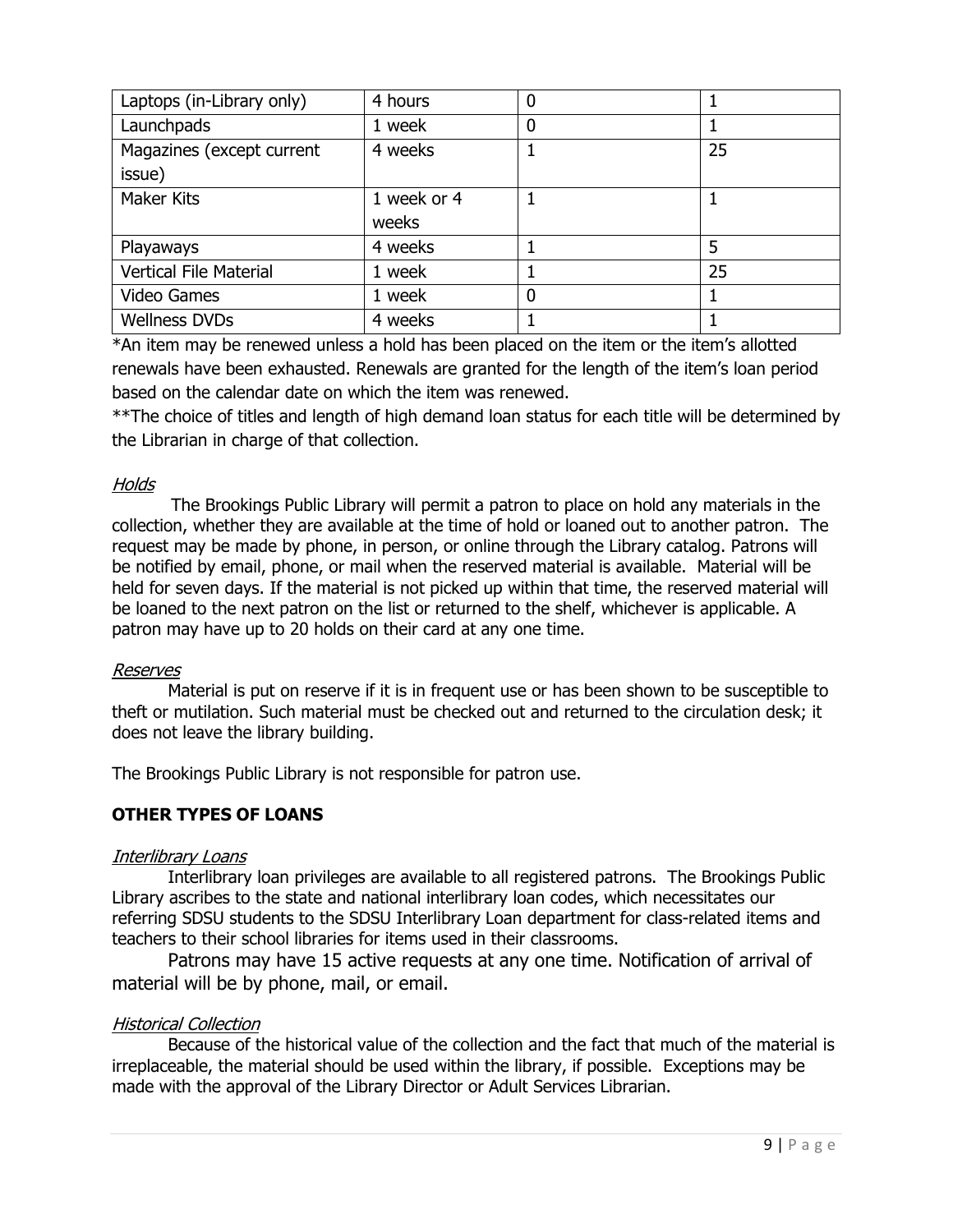| | | | |
|---|---|---|---|
| Laptops (in-Library only) | 4 hours | 0 | 1 |
| Launchpads | 1 week | 0 | 1 |
| Magazines (except current issue) | 4 weeks | 1 | 25 |
| Maker Kits | 1 week or 4 weeks | 1 | 1 |
| Playaways | 4 weeks | 1 | 5 |
| Vertical File Material | 1 week | 1 | 25 |
| Video Games | 1 week | 0 | 1 |
| Wellness DVDs | 4 weeks | 1 | 1 |

*An item may be renewed unless a hold has been placed on the item or the item's allotted renewals have been exhausted. Renewals are granted for the length of the item's loan period based on the calendar date on which the item was renewed.

**The choice of titles and length of high demand loan status for each title will be determined by the Librarian in charge of that collection.

*__Holds__*

The Brookings Public Library will permit a patron to place on hold any materials in the collection, whether they are available at the time of hold or loaned out to another patron. The request may be made by phone, in person, or online through the Library catalog. Patrons will be notified by email, phone, or mail when the reserved material is available. Material will be held for seven days. If the material is not picked up within that time, the reserved material will be loaned to the next patron on the list or returned to the shelf, whichever is applicable. A patron may have up to 20 holds on their card at any one time.

*__Reserves__*

Material is put on reserve if it is in frequent use or has been shown to be susceptible to theft or mutilation. Such material must be checked out and returned to the circulation desk; it does not leave the library building.

The Brookings Public Library is not responsible for patron use.

**OTHER TYPES OF LOANS**

*__Interlibrary Loans__*

Interlibrary loan privileges are available to all registered patrons. The Brookings Public Library ascribes to the state and national interlibrary loan codes, which necessitates our referring SDSU students to the SDSU Interlibrary Loan department for class-related items and teachers to their school libraries for items used in their classrooms.

Patrons may have 15 active requests at any one time. Notification of arrival of material will be by phone, mail, or email.

*__Historical Collection__*

Because of the historical value of the collection and the fact that much of the material is irreplaceable, the material should be used within the library, if possible. Exceptions may be made with the approval of the Library Director or Adult Services Librarian.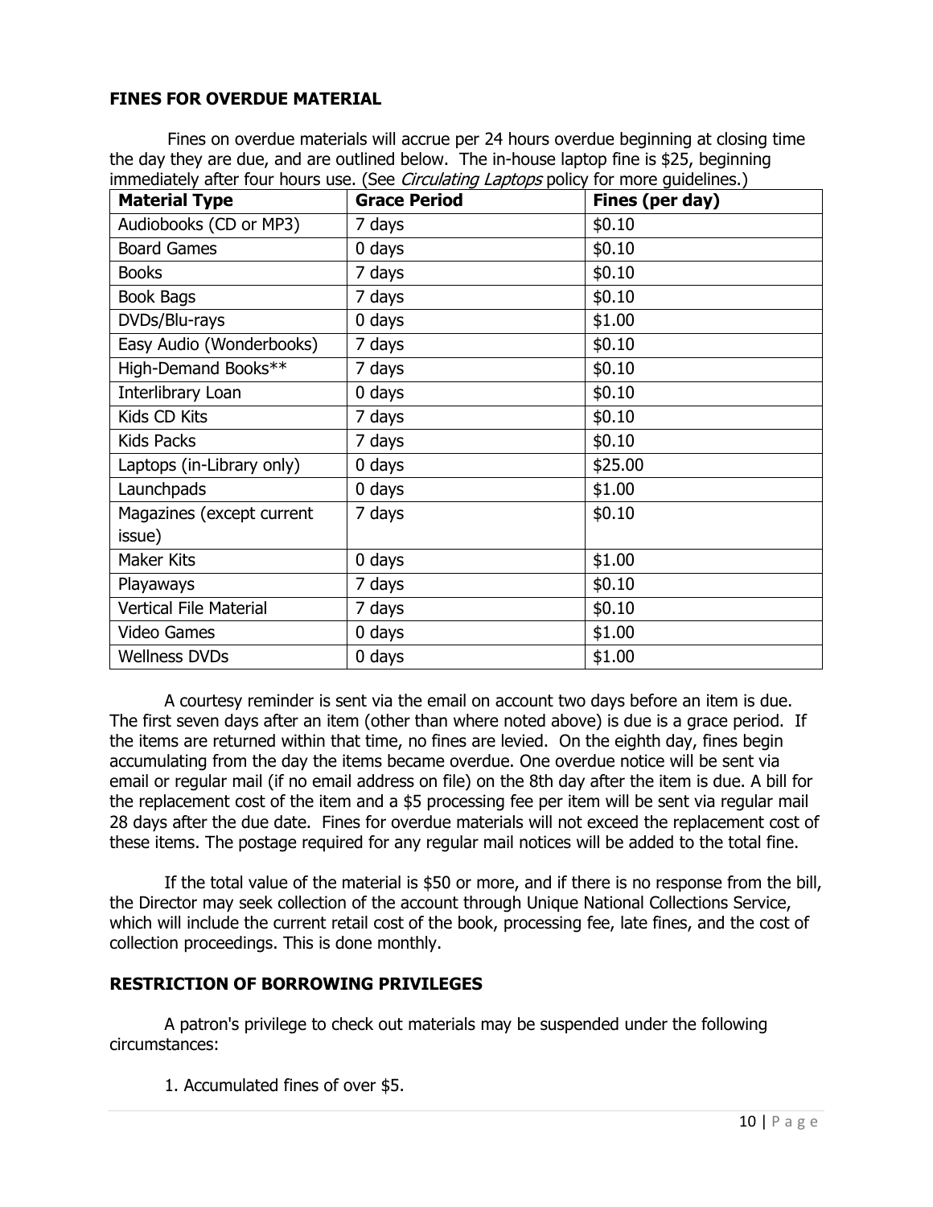### FINES FOR OVERDUE MATERIAL

Fines on overdue materials will accrue per 24 hours overdue beginning at closing time the day they are due, and are outlined below. The in-house laptop fine is $25, beginning immediately after four hours use. (See *Circulating Laptops* policy for more guidelines.)

| Material Type | Grace Period | Fines (per day) |
|---|---|---|
| Audiobooks (CD or MP3) | 7 days | $0.10 |
| Board Games | 0 days | $0.10 |
| Books | 7 days | $0.10 |
| Book Bags | 7 days | $0.10 |
| DVDs/Blu-rays | 0 days | $1.00 |
| Easy Audio (Wonderbooks) | 7 days | $0.10 |
| High-Demand Books** | 7 days | $0.10 |
| Interlibrary Loan | 0 days | $0.10 |
| Kids CD Kits | 7 days | $0.10 |
| Kids Packs | 7 days | $0.10 |
| Laptops (in-Library only) | 0 days | $25.00 |
| Launchpads | 0 days | $1.00 |
| Magazines (except current issue) | 7 days | $0.10 |
| Maker Kits | 0 days | $1.00 |
| Playaways | 7 days | $0.10 |
| Vertical File Material | 7 days | $0.10 |
| Video Games | 0 days | $1.00 |
| Wellness DVDs | 0 days | $1.00 |

A courtesy reminder is sent via the email on account two days before an item is due. The first seven days after an item (other than where noted above) is due is a grace period. If the items are returned within that time, no fines are levied. On the eighth day, fines begin accumulating from the day the items became overdue. One overdue notice will be sent via email or regular mail (if no email address on file) on the 8th day after the item is due. A bill for the replacement cost of the item and a $5 processing fee per item will be sent via regular mail 28 days after the due date. Fines for overdue materials will not exceed the replacement cost of these items. The postage required for any regular mail notices will be added to the total fine.

If the total value of the material is $50 or more, and if there is no response from the bill, the Director may seek collection of the account through Unique National Collections Service, which will include the current retail cost of the book, processing fee, late fines, and the cost of collection proceedings. This is done monthly.

### RESTRICTION OF BORROWING PRIVILEGES

A patron's privilege to check out materials may be suspended under the following circumstances:

1. Accumulated fines of over $5.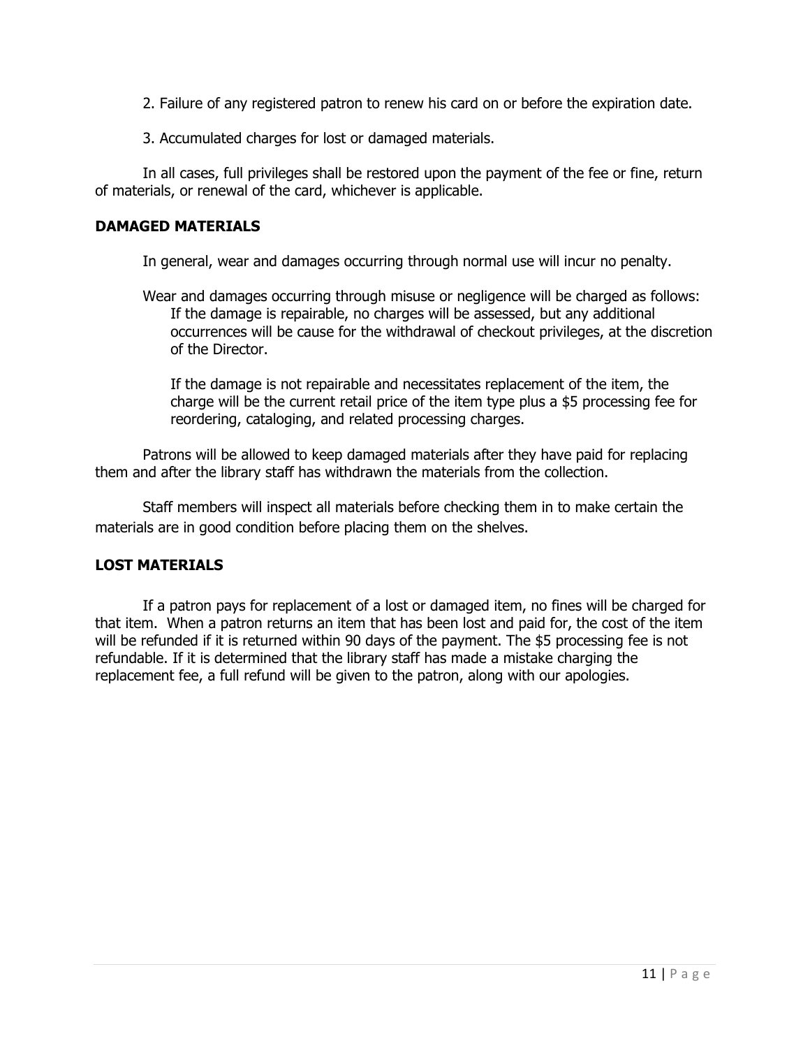2. Failure of any registered patron to renew his card on or before the expiration date.

3. Accumulated charges for lost or damaged materials.

In all cases, full privileges shall be restored upon the payment of the fee or fine, return of materials, or renewal of the card, whichever is applicable.

## DAMAGED MATERIALS

In general, wear and damages occurring through normal use will incur no penalty.

Wear and damages occurring through misuse or negligence will be charged as follows:

If the damage is repairable, no charges will be assessed, but any additional occurrences will be cause for the withdrawal of checkout privileges, at the discretion of the Director.

If the damage is not repairable and necessitates replacement of the item, the charge will be the current retail price of the item type plus a $5 processing fee for reordering, cataloging, and related processing charges.

Patrons will be allowed to keep damaged materials after they have paid for replacing them and after the library staff has withdrawn the materials from the collection.

Staff members will inspect all materials before checking them in to make certain the materials are in good condition before placing them on the shelves.

## LOST MATERIALS

If a patron pays for replacement of a lost or damaged item, no fines will be charged for that item. When a patron returns an item that has been lost and paid for, the cost of the item will be refunded if it is returned within 90 days of the payment. The $5 processing fee is not refundable. If it is determined that the library staff has made a mistake charging the replacement fee, a full refund will be given to the patron, along with our apologies.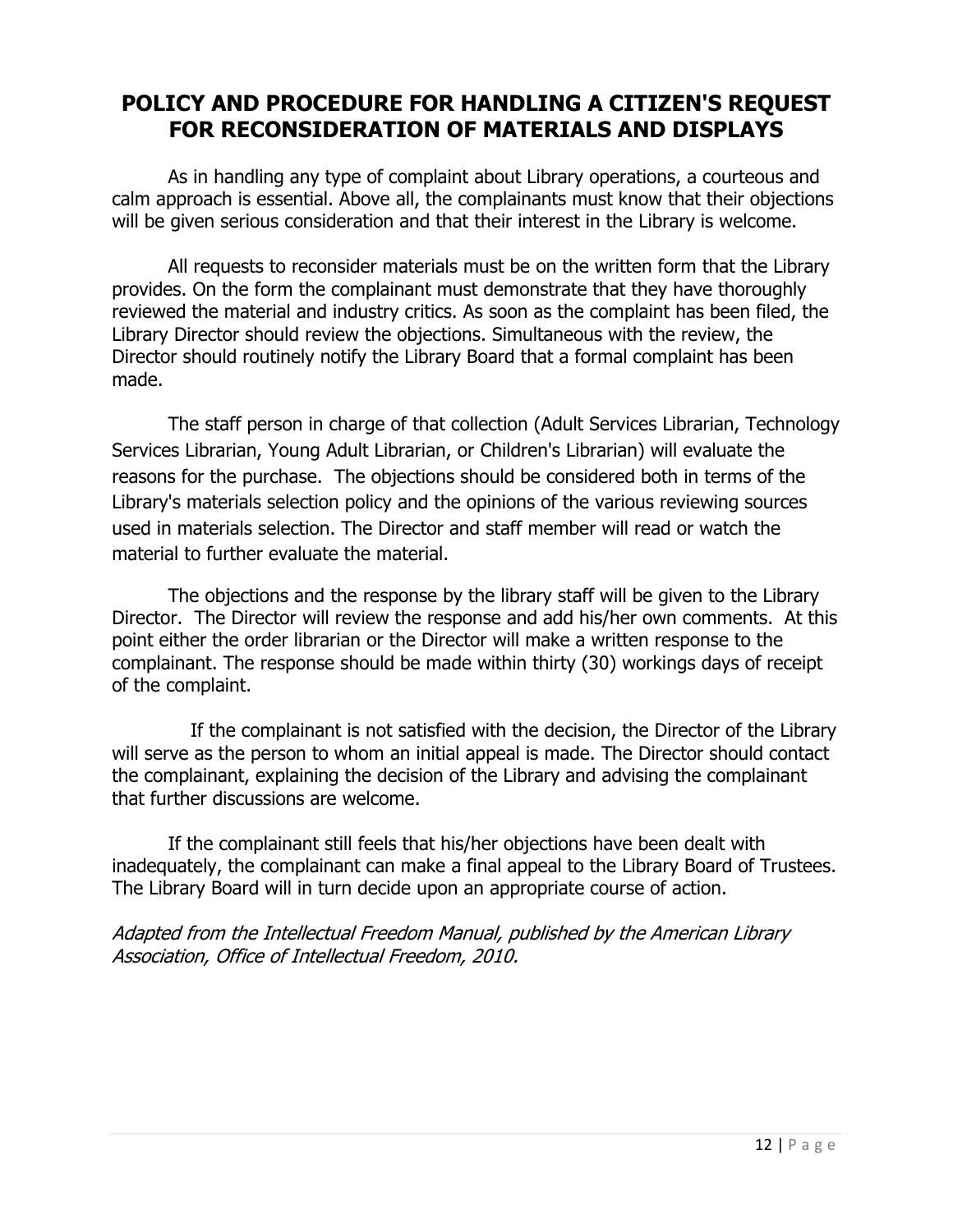# POLICY AND PROCEDURE FOR HANDLING A CITIZEN'S REQUEST FOR RECONSIDERATION OF MATERIALS AND DISPLAYS

As in handling any type of complaint about Library operations, a courteous and calm approach is essential. Above all, the complainants must know that their objections will be given serious consideration and that their interest in the Library is welcome.

All requests to reconsider materials must be on the written form that the Library provides. On the form the complainant must demonstrate that they have thoroughly reviewed the material and industry critics. As soon as the complaint has been filed, the Library Director should review the objections. Simultaneous with the review, the Director should routinely notify the Library Board that a formal complaint has been made.

The staff person in charge of that collection (Adult Services Librarian, Technology Services Librarian, Young Adult Librarian, or Children's Librarian) will evaluate the reasons for the purchase. The objections should be considered both in terms of the Library's materials selection policy and the opinions of the various reviewing sources used in materials selection. The Director and staff member will read or watch the material to further evaluate the material.

The objections and the response by the library staff will be given to the Library Director. The Director will review the response and add his/her own comments. At this point either the order librarian or the Director will make a written response to the complainant. The response should be made within thirty (30) workings days of receipt of the complaint.

If the complainant is not satisfied with the decision, the Director of the Library will serve as the person to whom an initial appeal is made. The Director should contact the complainant, explaining the decision of the Library and advising the complainant that further discussions are welcome.

If the complainant still feels that his/her objections have been dealt with inadequately, the complainant can make a final appeal to the Library Board of Trustees. The Library Board will in turn decide upon an appropriate course of action.

*Adapted from the Intellectual Freedom Manual, published by the American Library Association, Office of Intellectual Freedom, 2010.*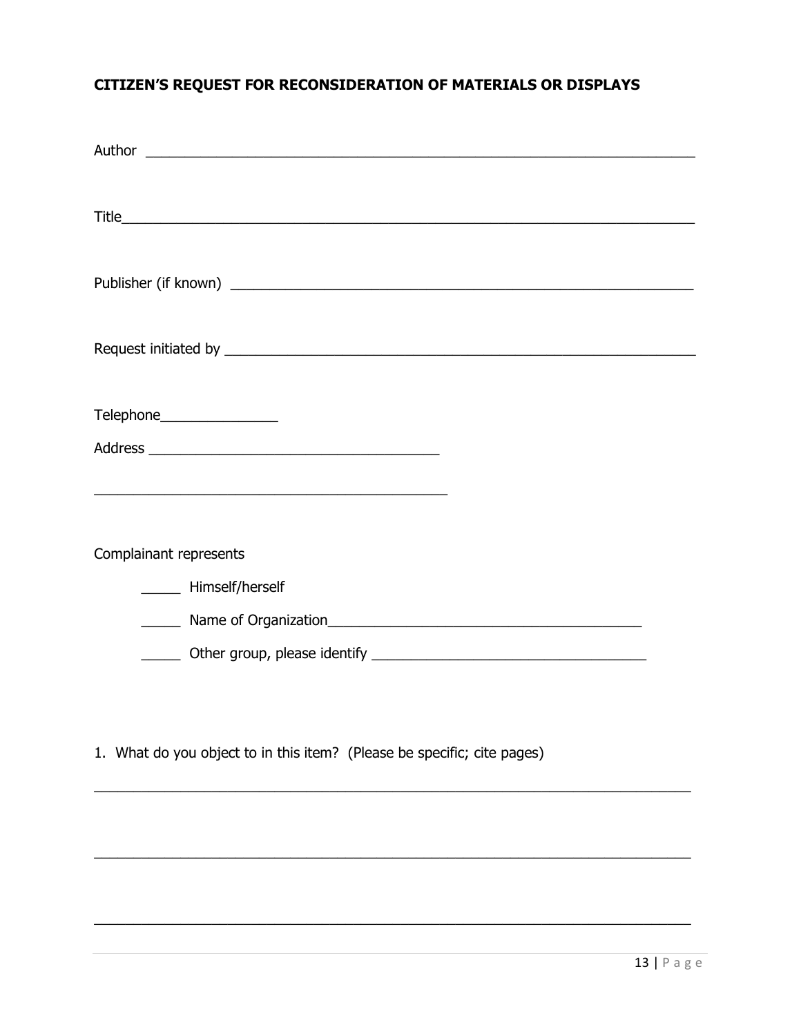**CITIZEN'S REQUEST FOR RECONSIDERATION OF MATERIALS OR DISPLAYS**

Author ___________________________________________________________________

Title_____________________________________________________________________

Publisher (if known) ______________________________________________________

Request initiated by ______________________________________________________

Telephone_______________

Address _____________________________________

_____________________________________________

Complainant represents

_____ Himself/herself

_____ Name of Organization_________________________________________

_____ Other group, please identify ___________________________________

1. What do you object to in this item? (Please be specific; cite pages)

__________________________________________________________________________

__________________________________________________________________________

__________________________________________________________________________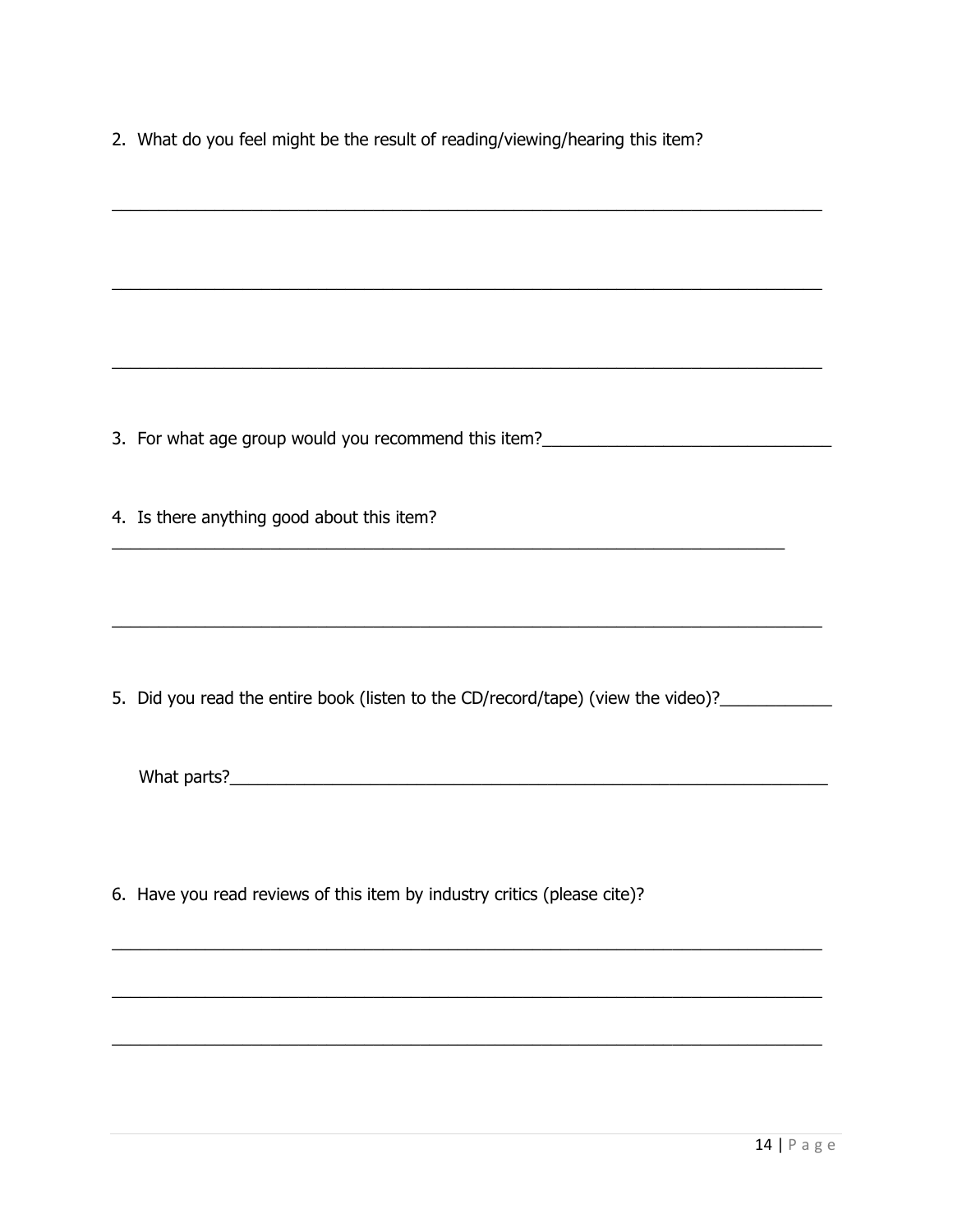2. What do you feel might be the result of reading/viewing/hearing this item?

_______________________________________________________________________________

_______________________________________________________________________________

_______________________________________________________________________________

3. For what age group would you recommend this item?________________________________

4. Is there anything good about this item?

___________________________________________________________________________

_______________________________________________________________________________

5. Did you read the entire book (listen to the CD/record/tape) (view the video)?_____________

What parts?______________________________________________________________________

6. Have you read reviews of this item by industry critics (please cite)?

_______________________________________________________________________________

_______________________________________________________________________________

_______________________________________________________________________________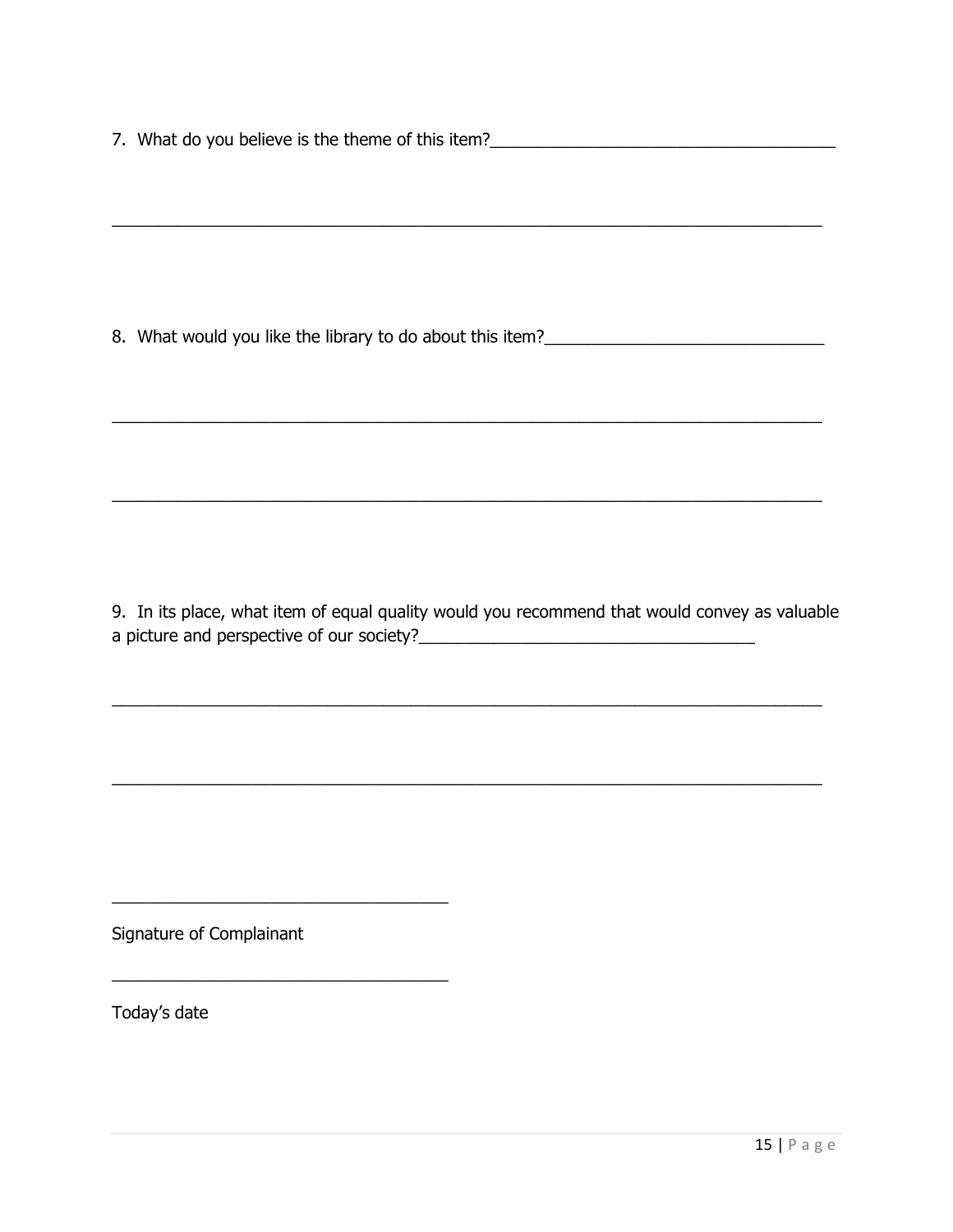7. What do you believe is the theme of this item?_____________________________________

_______________________________________________________________________________

8. What would you like the library to do about this item?______________________________

_______________________________________________________________________________

_______________________________________________________________________________

9. In its place, what item of equal quality would you recommend that would convey as valuable a picture and perspective of our society?____________________________________

_______________________________________________________________________________

_______________________________________________________________________________

____________________________________

Signature of Complainant

____________________________________

Today's date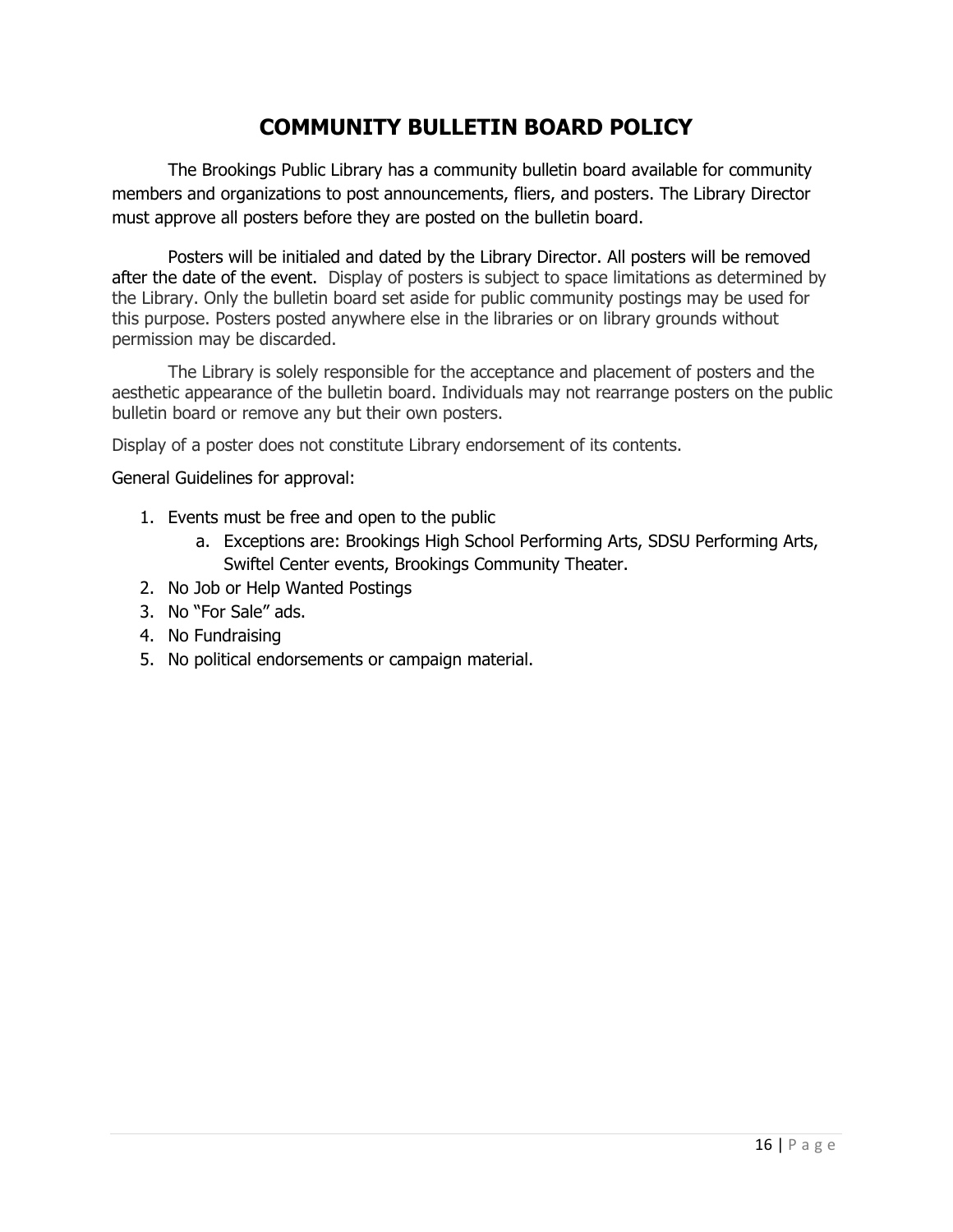# COMMUNITY BULLETIN BOARD POLICY

The Brookings Public Library has a community bulletin board available for community members and organizations to post announcements, fliers, and posters. The Library Director must approve all posters before they are posted on the bulletin board.

Posters will be initialed and dated by the Library Director. All posters will be removed after the date of the event. Display of posters is subject to space limitations as determined by the Library. Only the bulletin board set aside for public community postings may be used for this purpose. Posters posted anywhere else in the libraries or on library grounds without permission may be discarded.

The Library is solely responsible for the acceptance and placement of posters and the aesthetic appearance of the bulletin board. Individuals may not rearrange posters on the public bulletin board or remove any but their own posters.

Display of a poster does not constitute Library endorsement of its contents.

General Guidelines for approval:

1. Events must be free and open to the public
   a. Exceptions are: Brookings High School Performing Arts, SDSU Performing Arts, Swiftel Center events, Brookings Community Theater.
2. No Job or Help Wanted Postings
3. No "For Sale" ads.
4. No Fundraising
5. No political endorsements or campaign material.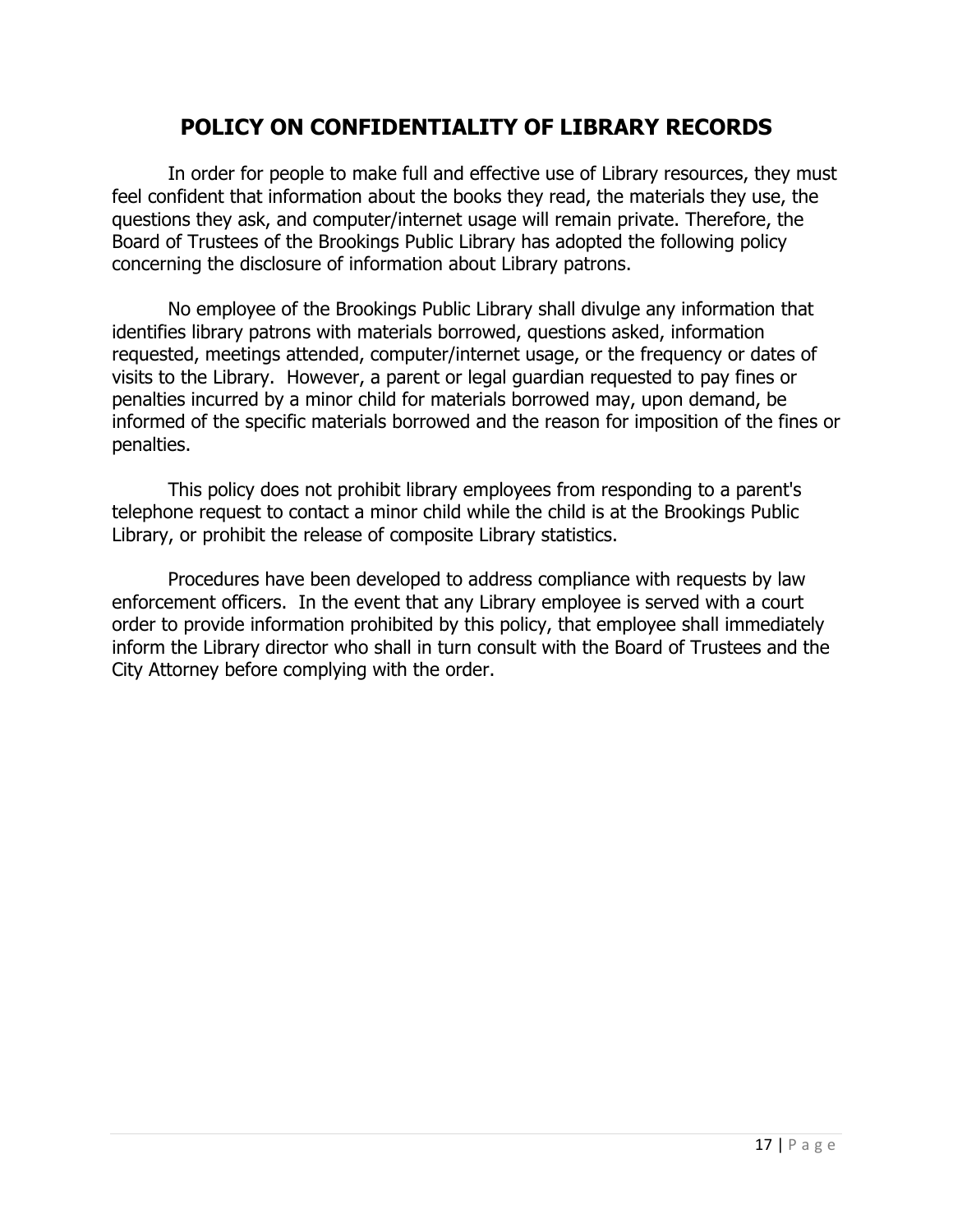# POLICY ON CONFIDENTIALITY OF LIBRARY RECORDS

In order for people to make full and effective use of Library resources, they must feel confident that information about the books they read, the materials they use, the questions they ask, and computer/internet usage will remain private. Therefore, the Board of Trustees of the Brookings Public Library has adopted the following policy concerning the disclosure of information about Library patrons.

No employee of the Brookings Public Library shall divulge any information that identifies library patrons with materials borrowed, questions asked, information requested, meetings attended, computer/internet usage, or the frequency or dates of visits to the Library. However, a parent or legal guardian requested to pay fines or penalties incurred by a minor child for materials borrowed may, upon demand, be informed of the specific materials borrowed and the reason for imposition of the fines or penalties.

This policy does not prohibit library employees from responding to a parent's telephone request to contact a minor child while the child is at the Brookings Public Library, or prohibit the release of composite Library statistics.

Procedures have been developed to address compliance with requests by law enforcement officers. In the event that any Library employee is served with a court order to provide information prohibited by this policy, that employee shall immediately inform the Library director who shall in turn consult with the Board of Trustees and the City Attorney before complying with the order.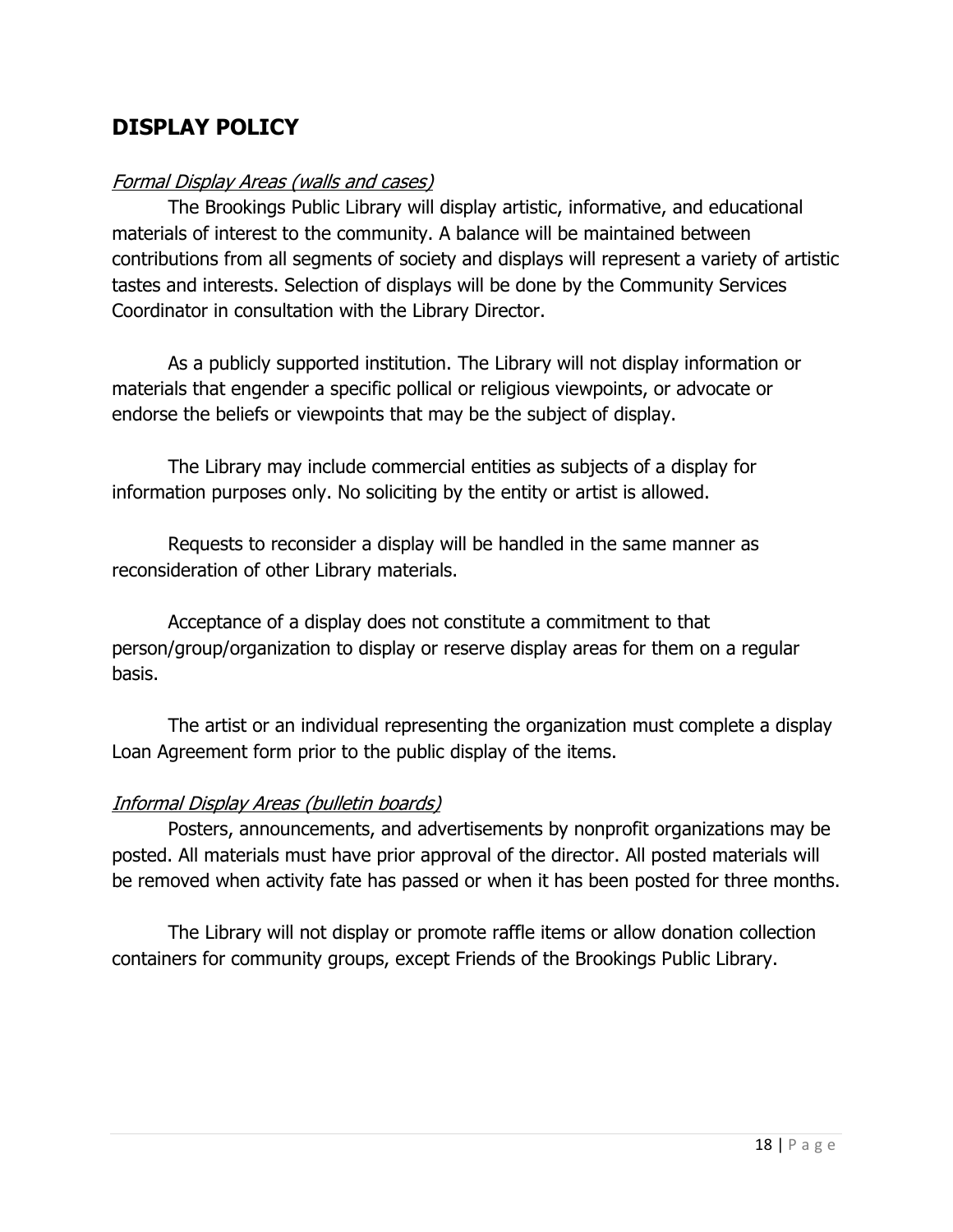## DISPLAY POLICY

*Formal Display Areas (walls and cases)*

The Brookings Public Library will display artistic, informative, and educational materials of interest to the community. A balance will be maintained between contributions from all segments of society and displays will represent a variety of artistic tastes and interests. Selection of displays will be done by the Community Services Coordinator in consultation with the Library Director.

As a publicly supported institution. The Library will not display information or materials that engender a specific pollical or religious viewpoints, or advocate or endorse the beliefs or viewpoints that may be the subject of display.

The Library may include commercial entities as subjects of a display for information purposes only. No soliciting by the entity or artist is allowed.

Requests to reconsider a display will be handled in the same manner as reconsideration of other Library materials.

Acceptance of a display does not constitute a commitment to that person/group/organization to display or reserve display areas for them on a regular basis.

The artist or an individual representing the organization must complete a display Loan Agreement form prior to the public display of the items.

*Informal Display Areas (bulletin boards)*

Posters, announcements, and advertisements by nonprofit organizations may be posted. All materials must have prior approval of the director. All posted materials will be removed when activity fate has passed or when it has been posted for three months.

The Library will not display or promote raffle items or allow donation collection containers for community groups, except Friends of the Brookings Public Library.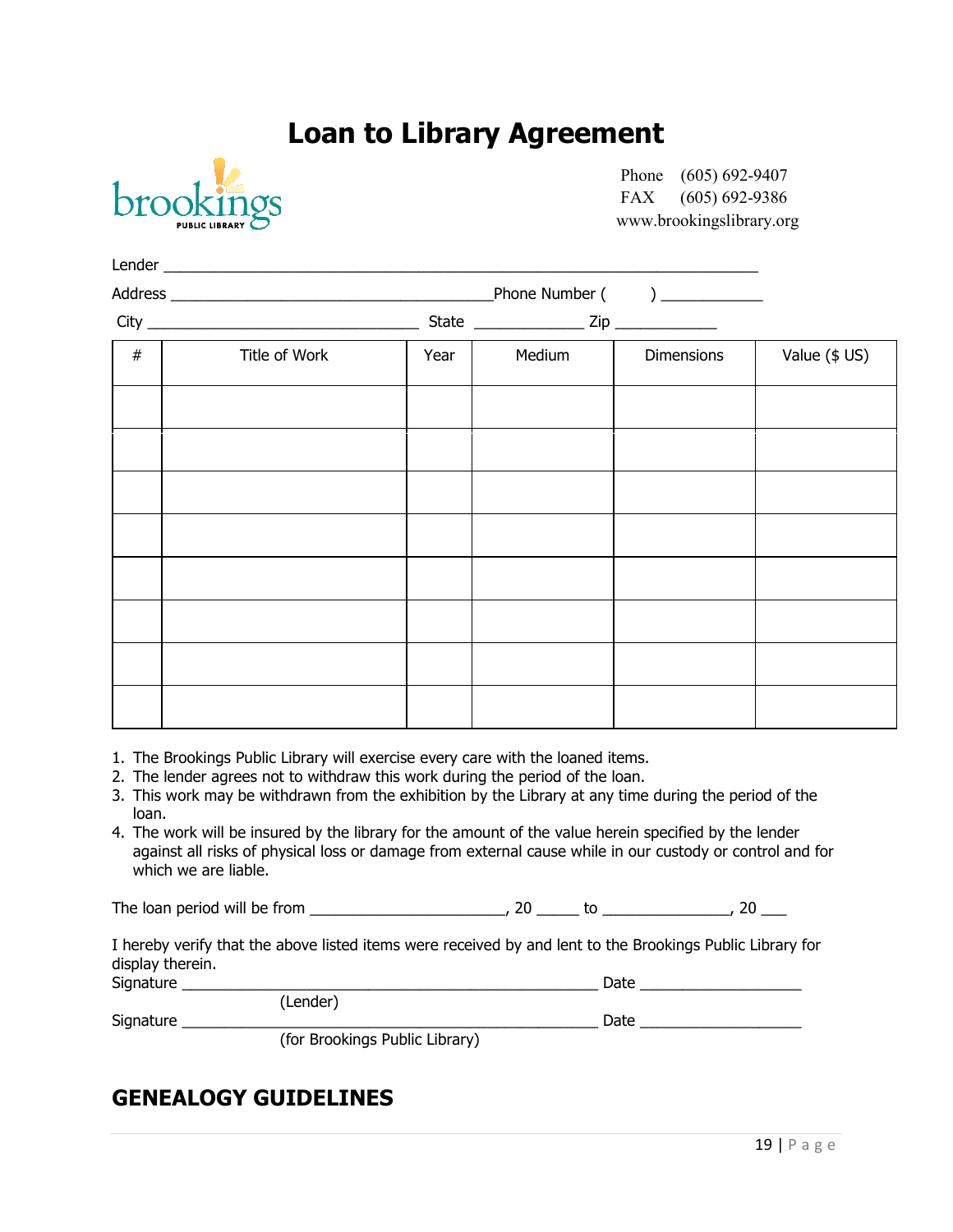# Loan to Library Agreement

brookings PUBLIC LIBRARY

Phone (605) 692-9407
FAX (605) 692-9386
www.brookingslibrary.org

Lender ___________________________________________________________________

Address ____________________________________Phone Number (      ) ___________

City ______________________________ State ____________ Zip ___________

| # | Title of Work | Year | Medium | Dimensions | Value ($ US) |
|---|---|---|---|---|---|
| | | | | | |
| | | | | | |
| | | | | | |
| | | | | | |
| | | | | | |
| | | | | | |
| | | | | | |
| | | | | | |

1. The Brookings Public Library will exercise every care with the loaned items.
2. The lender agrees not to withdraw this work during the period of the loan.
3. This work may be withdrawn from the exhibition by the Library at any time during the period of the loan.
4. The work will be insured by the library for the amount of the value herein specified by the lender against all risks of physical loss or damage from external cause while in our custody or control and for which we are liable.

The loan period will be from ______________________, 20 _____ to ______________, 20 ___

I hereby verify that the above listed items were received by and lent to the Brookings Public Library for display therein.

Signature _______________________________________________ Date __________________
(Lender)

Signature _______________________________________________ Date __________________
(for Brookings Public Library)

## GENEALOGY GUIDELINES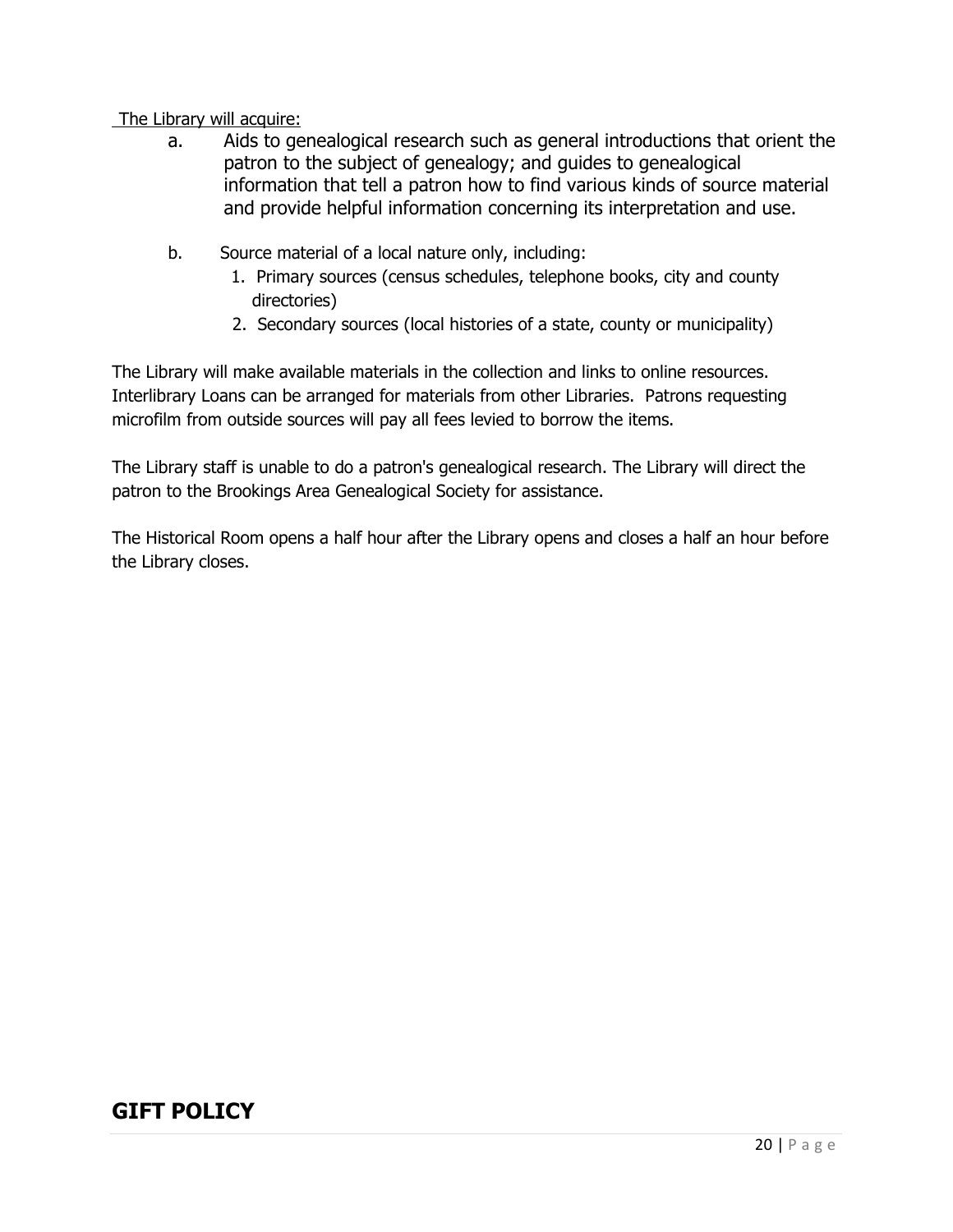The Library will acquire:

a. Aids to genealogical research such as general introductions that orient the patron to the subject of genealogy; and guides to genealogical information that tell a patron how to find various kinds of source material and provide helpful information concerning its interpretation and use.

b. Source material of a local nature only, including:
   1. Primary sources (census schedules, telephone books, city and county directories)
   2. Secondary sources (local histories of a state, county or municipality)

The Library will make available materials in the collection and links to online resources. Interlibrary Loans can be arranged for materials from other Libraries. Patrons requesting microfilm from outside sources will pay all fees levied to borrow the items.

The Library staff is unable to do a patron's genealogical research. The Library will direct the patron to the Brookings Area Genealogical Society for assistance.

The Historical Room opens a half hour after the Library opens and closes a half an hour before the Library closes.

# GIFT POLICY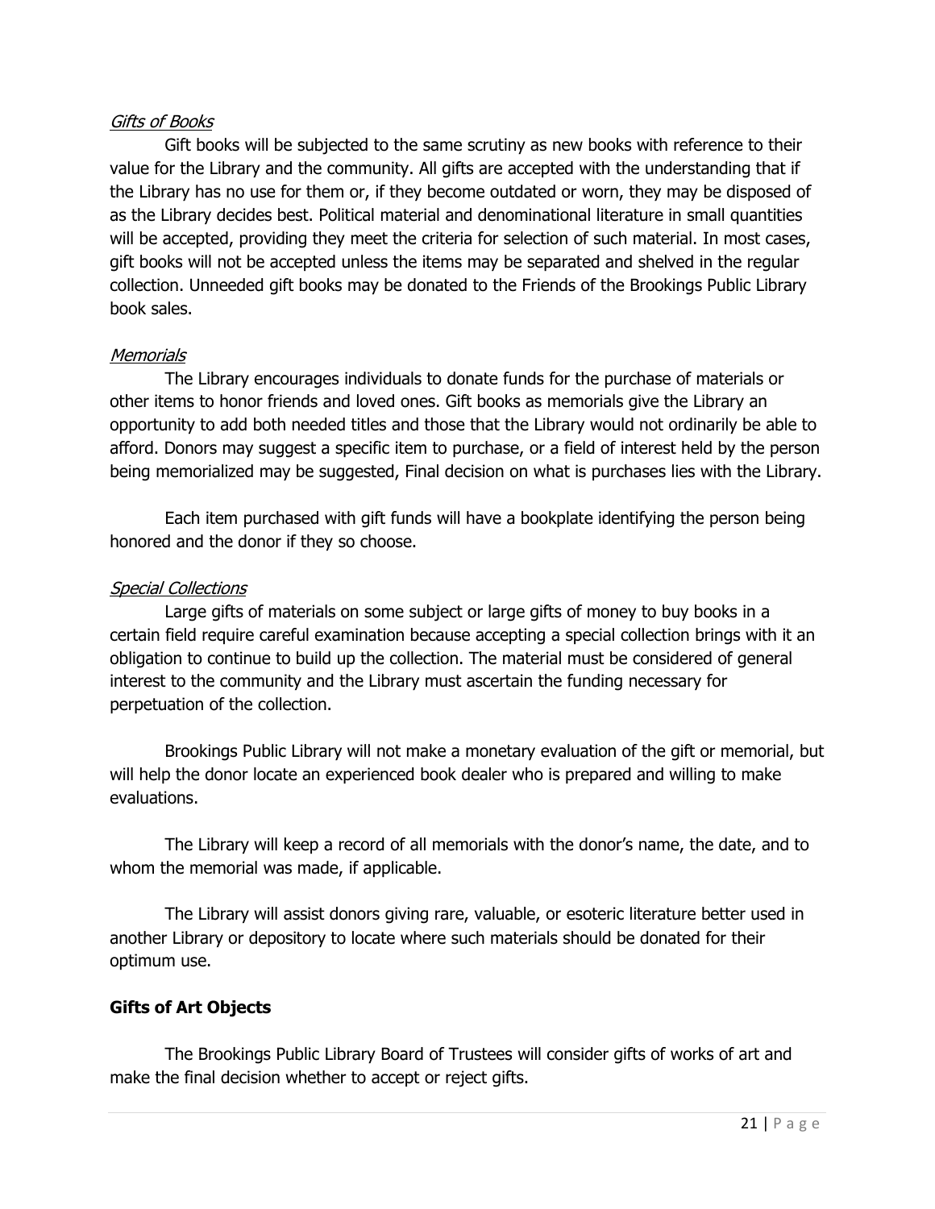*Gifts of Books*

Gift books will be subjected to the same scrutiny as new books with reference to their value for the Library and the community. All gifts are accepted with the understanding that if the Library has no use for them or, if they become outdated or worn, they may be disposed of as the Library decides best. Political material and denominational literature in small quantities will be accepted, providing they meet the criteria for selection of such material. In most cases, gift books will not be accepted unless the items may be separated and shelved in the regular collection. Unneeded gift books may be donated to the Friends of the Brookings Public Library book sales.

*Memorials*

The Library encourages individuals to donate funds for the purchase of materials or other items to honor friends and loved ones. Gift books as memorials give the Library an opportunity to add both needed titles and those that the Library would not ordinarily be able to afford. Donors may suggest a specific item to purchase, or a field of interest held by the person being memorialized may be suggested, Final decision on what is purchases lies with the Library.

Each item purchased with gift funds will have a bookplate identifying the person being honored and the donor if they so choose.

*Special Collections*

Large gifts of materials on some subject or large gifts of money to buy books in a certain field require careful examination because accepting a special collection brings with it an obligation to continue to build up the collection. The material must be considered of general interest to the community and the Library must ascertain the funding necessary for perpetuation of the collection.

Brookings Public Library will not make a monetary evaluation of the gift or memorial, but will help the donor locate an experienced book dealer who is prepared and willing to make evaluations.

The Library will keep a record of all memorials with the donor's name, the date, and to whom the memorial was made, if applicable.

The Library will assist donors giving rare, valuable, or esoteric literature better used in another Library or depository to locate where such materials should be donated for their optimum use.

**Gifts of Art Objects**

The Brookings Public Library Board of Trustees will consider gifts of works of art and make the final decision whether to accept or reject gifts.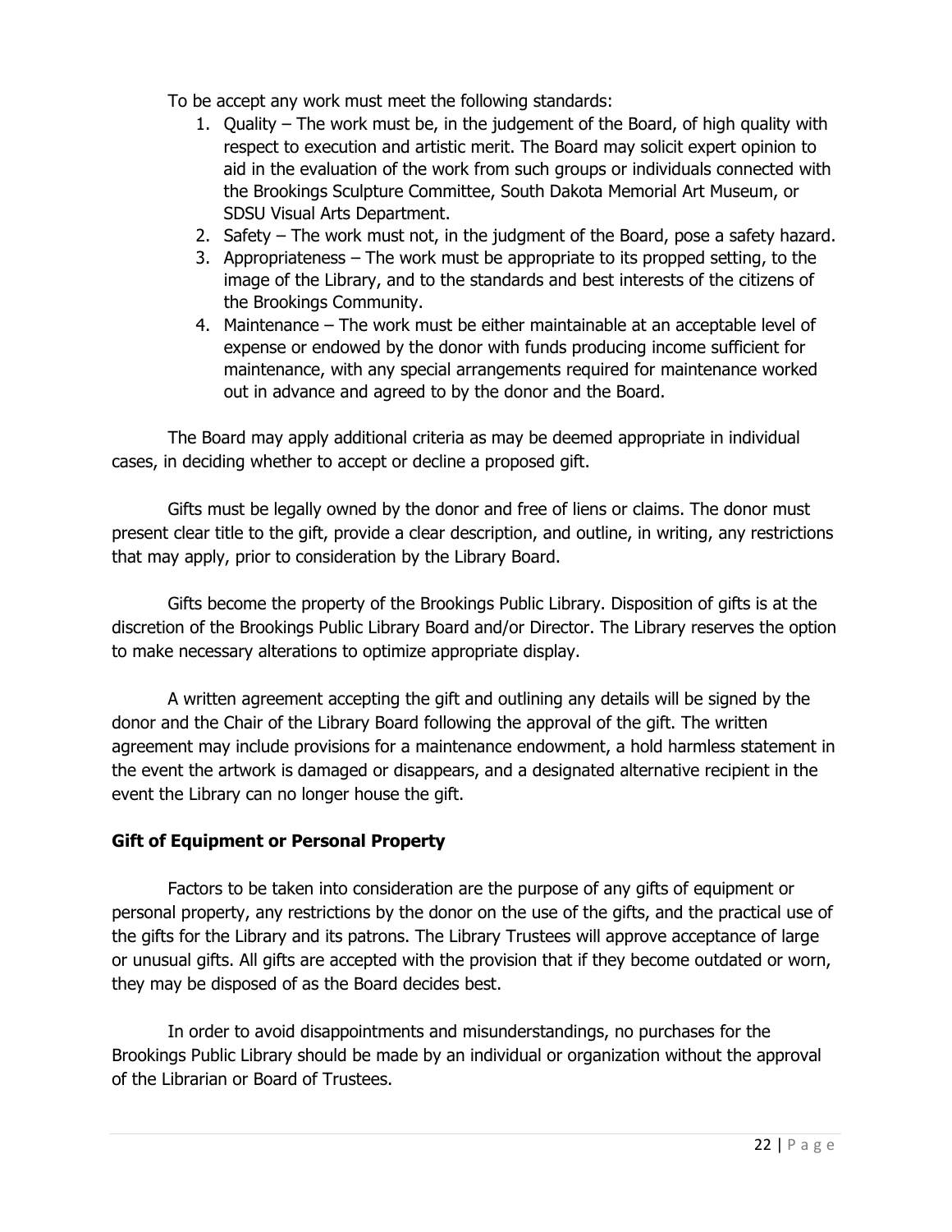To be accept any work must meet the following standards:

1. Quality – The work must be, in the judgement of the Board, of high quality with respect to execution and artistic merit. The Board may solicit expert opinion to aid in the evaluation of the work from such groups or individuals connected with the Brookings Sculpture Committee, South Dakota Memorial Art Museum, or SDSU Visual Arts Department.
2. Safety – The work must not, in the judgment of the Board, pose a safety hazard.
3. Appropriateness – The work must be appropriate to its propped setting, to the image of the Library, and to the standards and best interests of the citizens of the Brookings Community.
4. Maintenance – The work must be either maintainable at an acceptable level of expense or endowed by the donor with funds producing income sufficient for maintenance, with any special arrangements required for maintenance worked out in advance and agreed to by the donor and the Board.

The Board may apply additional criteria as may be deemed appropriate in individual cases, in deciding whether to accept or decline a proposed gift.

Gifts must be legally owned by the donor and free of liens or claims. The donor must present clear title to the gift, provide a clear description, and outline, in writing, any restrictions that may apply, prior to consideration by the Library Board.

Gifts become the property of the Brookings Public Library. Disposition of gifts is at the discretion of the Brookings Public Library Board and/or Director. The Library reserves the option to make necessary alterations to optimize appropriate display.

A written agreement accepting the gift and outlining any details will be signed by the donor and the Chair of the Library Board following the approval of the gift. The written agreement may include provisions for a maintenance endowment, a hold harmless statement in the event the artwork is damaged or disappears, and a designated alternative recipient in the event the Library can no longer house the gift.

**Gift of Equipment or Personal Property**

Factors to be taken into consideration are the purpose of any gifts of equipment or personal property, any restrictions by the donor on the use of the gifts, and the practical use of the gifts for the Library and its patrons. The Library Trustees will approve acceptance of large or unusual gifts. All gifts are accepted with the provision that if they become outdated or worn, they may be disposed of as the Board decides best.

In order to avoid disappointments and misunderstandings, no purchases for the Brookings Public Library should be made by an individual or organization without the approval of the Librarian or Board of Trustees.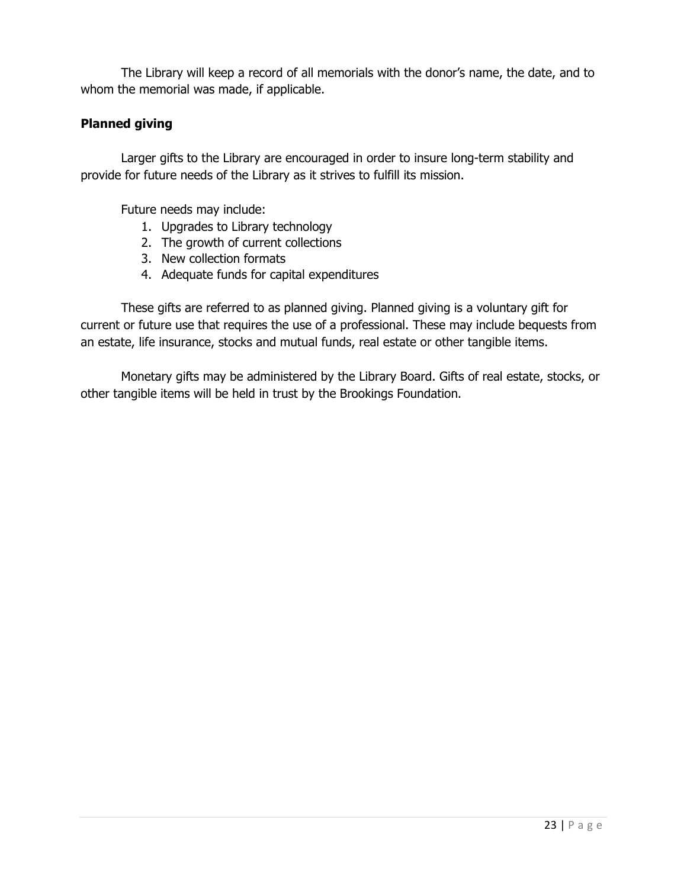The Library will keep a record of all memorials with the donor's name, the date, and to whom the memorial was made, if applicable.

**Planned giving**

Larger gifts to the Library are encouraged in order to insure long-term stability and provide for future needs of the Library as it strives to fulfill its mission.

Future needs may include:

1. Upgrades to Library technology
2. The growth of current collections
3. New collection formats
4. Adequate funds for capital expenditures

These gifts are referred to as planned giving. Planned giving is a voluntary gift for current or future use that requires the use of a professional. These may include bequests from an estate, life insurance, stocks and mutual funds, real estate or other tangible items.

Monetary gifts may be administered by the Library Board. Gifts of real estate, stocks, or other tangible items will be held in trust by the Brookings Foundation.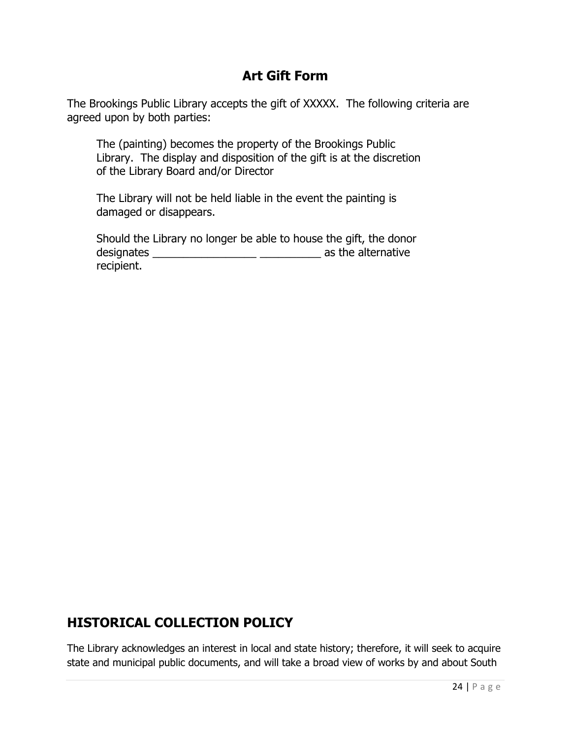## Art Gift Form

The Brookings Public Library accepts the gift of XXXXX. The following criteria are agreed upon by both parties:

> The (painting) becomes the property of the Brookings Public Library. The display and disposition of the gift is at the discretion of the Library Board and/or Director
>
> The Library will not be held liable in the event the painting is damaged or disappears.
>
> Should the Library no longer be able to house the gift, the donor designates _________________ __________ as the alternative recipient.

# HISTORICAL COLLECTION POLICY

The Library acknowledges an interest in local and state history; therefore, it will seek to acquire state and municipal public documents, and will take a broad view of works by and about South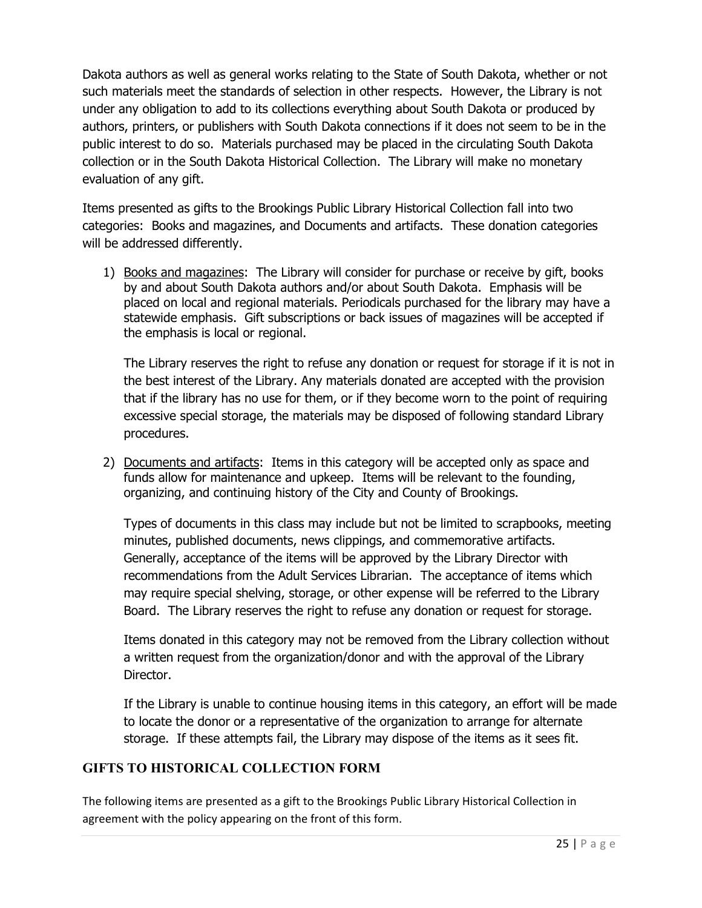Dakota authors as well as general works relating to the State of South Dakota, whether or not such materials meet the standards of selection in other respects. However, the Library is not under any obligation to add to its collections everything about South Dakota or produced by authors, printers, or publishers with South Dakota connections if it does not seem to be in the public interest to do so. Materials purchased may be placed in the circulating South Dakota collection or in the South Dakota Historical Collection. The Library will make no monetary evaluation of any gift.

Items presented as gifts to the Brookings Public Library Historical Collection fall into two categories: Books and magazines, and Documents and artifacts. These donation categories will be addressed differently.

1) Books and magazines: The Library will consider for purchase or receive by gift, books by and about South Dakota authors and/or about South Dakota. Emphasis will be placed on local and regional materials. Periodicals purchased for the library may have a statewide emphasis. Gift subscriptions or back issues of magazines will be accepted if the emphasis is local or regional.

   The Library reserves the right to refuse any donation or request for storage if it is not in the best interest of the Library. Any materials donated are accepted with the provision that if the library has no use for them, or if they become worn to the point of requiring excessive special storage, the materials may be disposed of following standard Library procedures.

2) Documents and artifacts: Items in this category will be accepted only as space and funds allow for maintenance and upkeep. Items will be relevant to the founding, organizing, and continuing history of the City and County of Brookings.

   Types of documents in this class may include but not be limited to scrapbooks, meeting minutes, published documents, news clippings, and commemorative artifacts. Generally, acceptance of the items will be approved by the Library Director with recommendations from the Adult Services Librarian. The acceptance of items which may require special shelving, storage, or other expense will be referred to the Library Board. The Library reserves the right to refuse any donation or request for storage.

   Items donated in this category may not be removed from the Library collection without a written request from the organization/donor and with the approval of the Library Director.

   If the Library is unable to continue housing items in this category, an effort will be made to locate the donor or a representative of the organization to arrange for alternate storage. If these attempts fail, the Library may dispose of the items as it sees fit.

## GIFTS TO HISTORICAL COLLECTION FORM

The following items are presented as a gift to the Brookings Public Library Historical Collection in agreement with the policy appearing on the front of this form.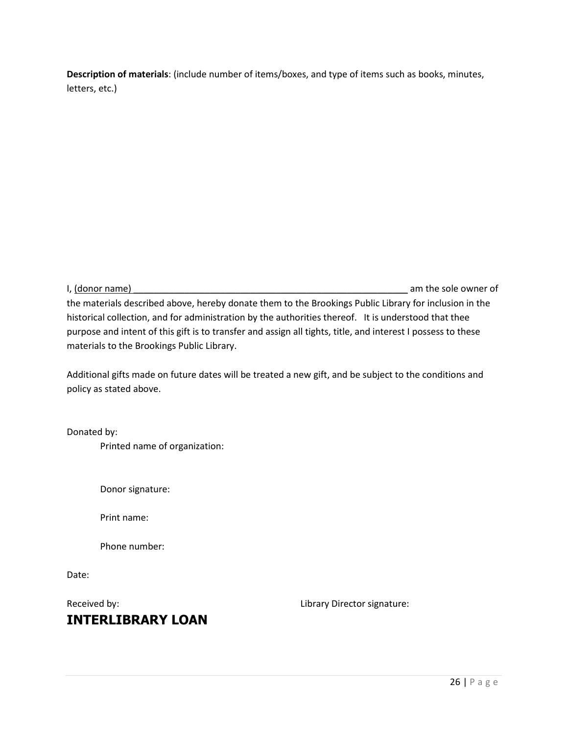**Description of materials**: (include number of items/boxes, and type of items such as books, minutes, letters, etc.)

I, (donor name) _______________________________________________________ am the sole owner of the materials described above, hereby donate them to the Brookings Public Library for inclusion in the historical collection, and for administration by the authorities thereof. It is understood that thee purpose and intent of this gift is to transfer and assign all tights, title, and interest I possess to these materials to the Brookings Public Library.

Additional gifts made on future dates will be treated a new gift, and be subject to the conditions and policy as stated above.

Donated by:

Printed name of organization:

Donor signature:

Print name:

Phone number:

Date:

Received by: Library Director signature:

# INTERLIBRARY LOAN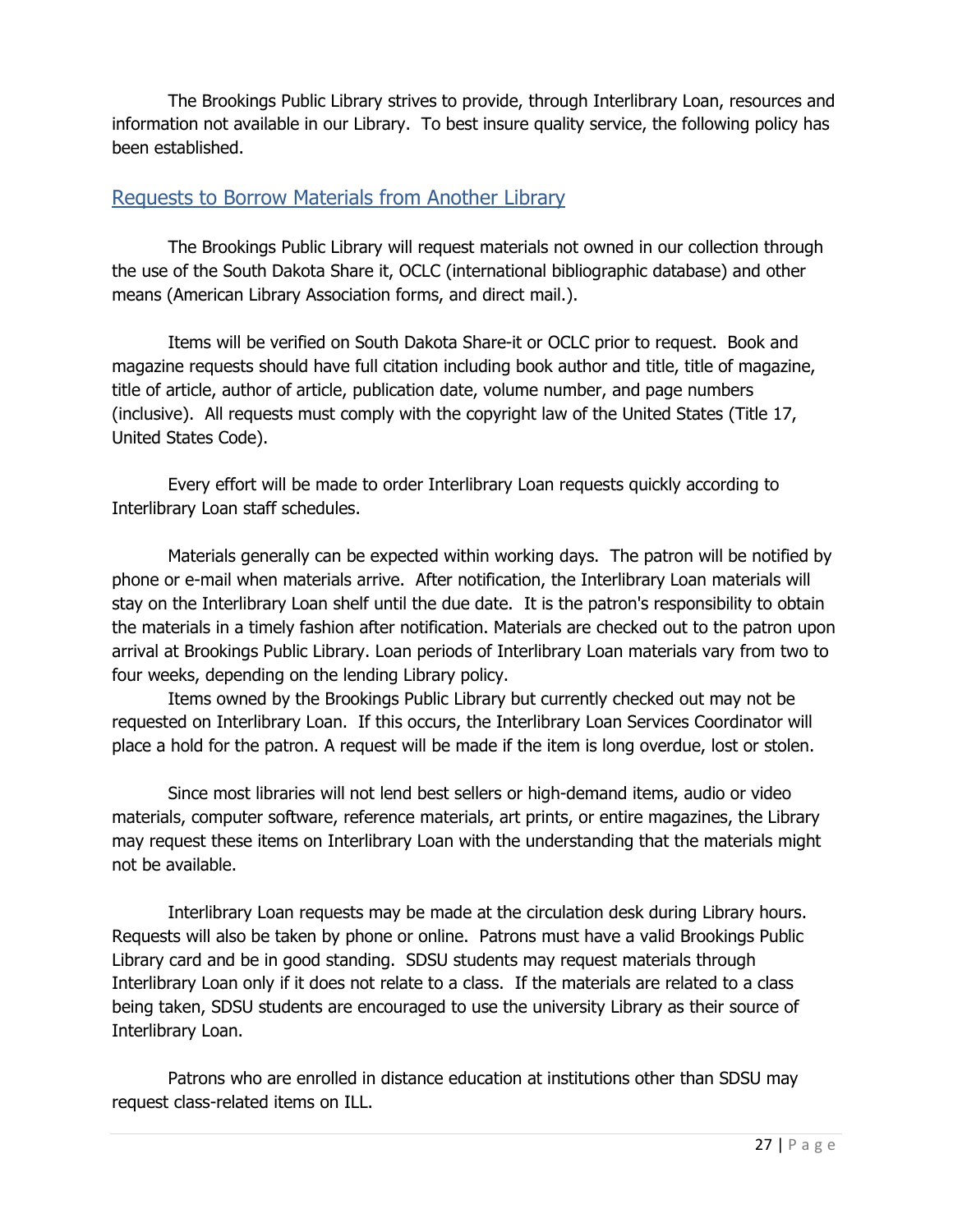The Brookings Public Library strives to provide, through Interlibrary Loan, resources and information not available in our Library. To best insure quality service, the following policy has been established.

## Requests to Borrow Materials from Another Library

The Brookings Public Library will request materials not owned in our collection through the use of the South Dakota Share it, OCLC (international bibliographic database) and other means (American Library Association forms, and direct mail.).

Items will be verified on South Dakota Share-it or OCLC prior to request. Book and magazine requests should have full citation including book author and title, title of magazine, title of article, author of article, publication date, volume number, and page numbers (inclusive). All requests must comply with the copyright law of the United States (Title 17, United States Code).

Every effort will be made to order Interlibrary Loan requests quickly according to Interlibrary Loan staff schedules.

Materials generally can be expected within working days. The patron will be notified by phone or e-mail when materials arrive. After notification, the Interlibrary Loan materials will stay on the Interlibrary Loan shelf until the due date. It is the patron's responsibility to obtain the materials in a timely fashion after notification. Materials are checked out to the patron upon arrival at Brookings Public Library. Loan periods of Interlibrary Loan materials vary from two to four weeks, depending on the lending Library policy.

Items owned by the Brookings Public Library but currently checked out may not be requested on Interlibrary Loan. If this occurs, the Interlibrary Loan Services Coordinator will place a hold for the patron. A request will be made if the item is long overdue, lost or stolen.

Since most libraries will not lend best sellers or high-demand items, audio or video materials, computer software, reference materials, art prints, or entire magazines, the Library may request these items on Interlibrary Loan with the understanding that the materials might not be available.

Interlibrary Loan requests may be made at the circulation desk during Library hours. Requests will also be taken by phone or online. Patrons must have a valid Brookings Public Library card and be in good standing. SDSU students may request materials through Interlibrary Loan only if it does not relate to a class. If the materials are related to a class being taken, SDSU students are encouraged to use the university Library as their source of Interlibrary Loan.

Patrons who are enrolled in distance education at institutions other than SDSU may request class-related items on ILL.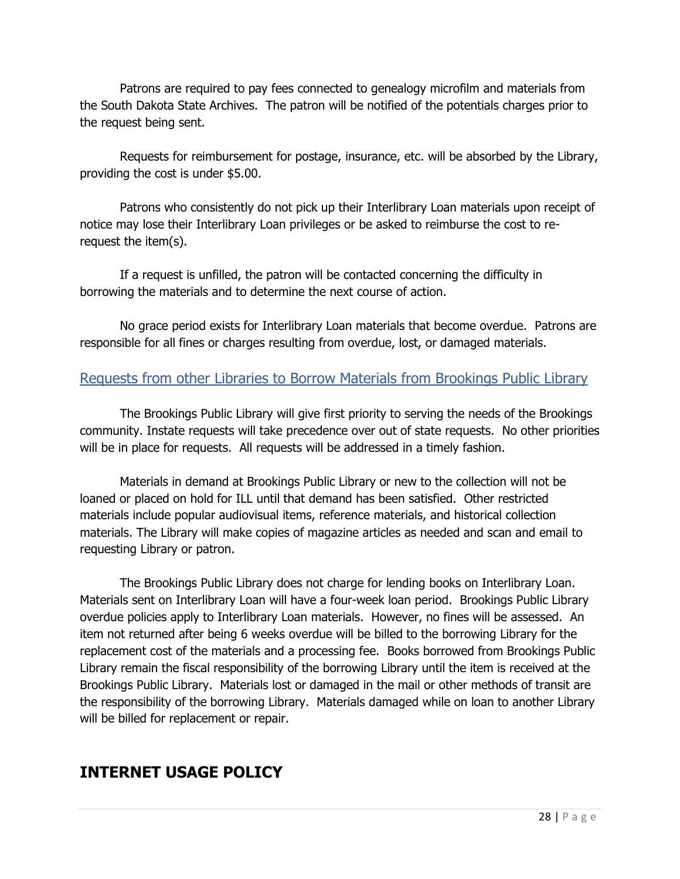Patrons are required to pay fees connected to genealogy microfilm and materials from the South Dakota State Archives. The patron will be notified of the potentials charges prior to the request being sent.

Requests for reimbursement for postage, insurance, etc. will be absorbed by the Library, providing the cost is under $5.00.

Patrons who consistently do not pick up their Interlibrary Loan materials upon receipt of notice may lose their Interlibrary Loan privileges or be asked to reimburse the cost to re-request the item(s).

If a request is unfilled, the patron will be contacted concerning the difficulty in borrowing the materials and to determine the next course of action.

No grace period exists for Interlibrary Loan materials that become overdue. Patrons are responsible for all fines or charges resulting from overdue, lost, or damaged materials.

### Requests from other Libraries to Borrow Materials from Brookings Public Library

The Brookings Public Library will give first priority to serving the needs of the Brookings community. Instate requests will take precedence over out of state requests. No other priorities will be in place for requests. All requests will be addressed in a timely fashion.

Materials in demand at Brookings Public Library or new to the collection will not be loaned or placed on hold for ILL until that demand has been satisfied. Other restricted materials include popular audiovisual items, reference materials, and historical collection materials. The Library will make copies of magazine articles as needed and scan and email to requesting Library or patron.

The Brookings Public Library does not charge for lending books on Interlibrary Loan. Materials sent on Interlibrary Loan will have a four-week loan period. Brookings Public Library overdue policies apply to Interlibrary Loan materials. However, no fines will be assessed. An item not returned after being 6 weeks overdue will be billed to the borrowing Library for the replacement cost of the materials and a processing fee. Books borrowed from Brookings Public Library remain the fiscal responsibility of the borrowing Library until the item is received at the Brookings Public Library. Materials lost or damaged in the mail or other methods of transit are the responsibility of the borrowing Library. Materials damaged while on loan to another Library will be billed for replacement or repair.

## INTERNET USAGE POLICY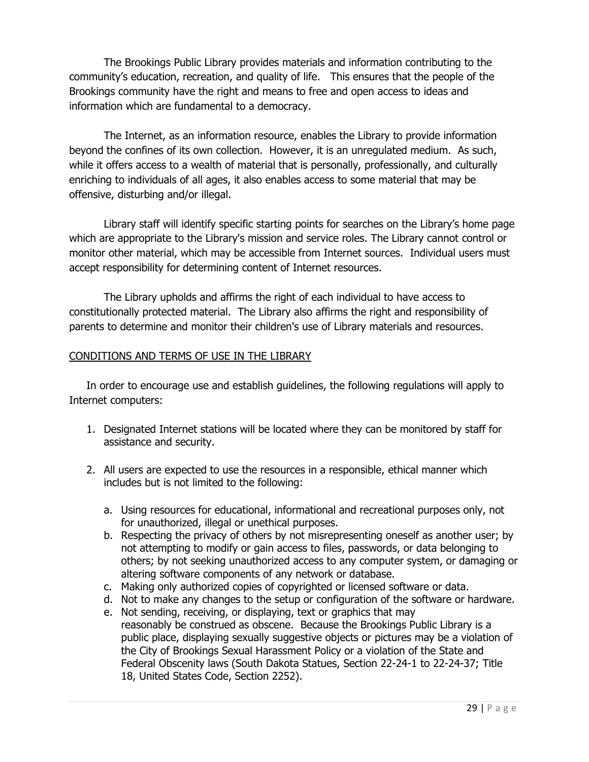The Brookings Public Library provides materials and information contributing to the community's education, recreation, and quality of life. This ensures that the people of the Brookings community have the right and means to free and open access to ideas and information which are fundamental to a democracy.

The Internet, as an information resource, enables the Library to provide information beyond the confines of its own collection. However, it is an unregulated medium. As such, while it offers access to a wealth of material that is personally, professionally, and culturally enriching to individuals of all ages, it also enables access to some material that may be offensive, disturbing and/or illegal.

Library staff will identify specific starting points for searches on the Library's home page which are appropriate to the Library's mission and service roles. The Library cannot control or monitor other material, which may be accessible from Internet sources. Individual users must accept responsibility for determining content of Internet resources.

The Library upholds and affirms the right of each individual to have access to constitutionally protected material. The Library also affirms the right and responsibility of parents to determine and monitor their children's use of Library materials and resources.

<u>CONDITIONS AND TERMS OF USE IN THE LIBRARY</u>

In order to encourage use and establish guidelines, the following regulations will apply to Internet computers:

1. Designated Internet stations will be located where they can be monitored by staff for assistance and security.

2. All users are expected to use the resources in a responsible, ethical manner which includes but is not limited to the following:

   a. Using resources for educational, informational and recreational purposes only, not for unauthorized, illegal or unethical purposes.
   b. Respecting the privacy of others by not misrepresenting oneself as another user; by not attempting to modify or gain access to files, passwords, or data belonging to others; by not seeking unauthorized access to any computer system, or damaging or altering software components of any network or database.
   c. Making only authorized copies of copyrighted or licensed software or data.
   d. Not to make any changes to the setup or configuration of the software or hardware.
   e. Not sending, receiving, or displaying, text or graphics that may reasonably be construed as obscene. Because the Brookings Public Library is a public place, displaying sexually suggestive objects or pictures may be a violation of the City of Brookings Sexual Harassment Policy or a violation of the State and Federal Obscenity laws (South Dakota Statues, Section 22-24-1 to 22-24-37; Title 18, United States Code, Section 2252).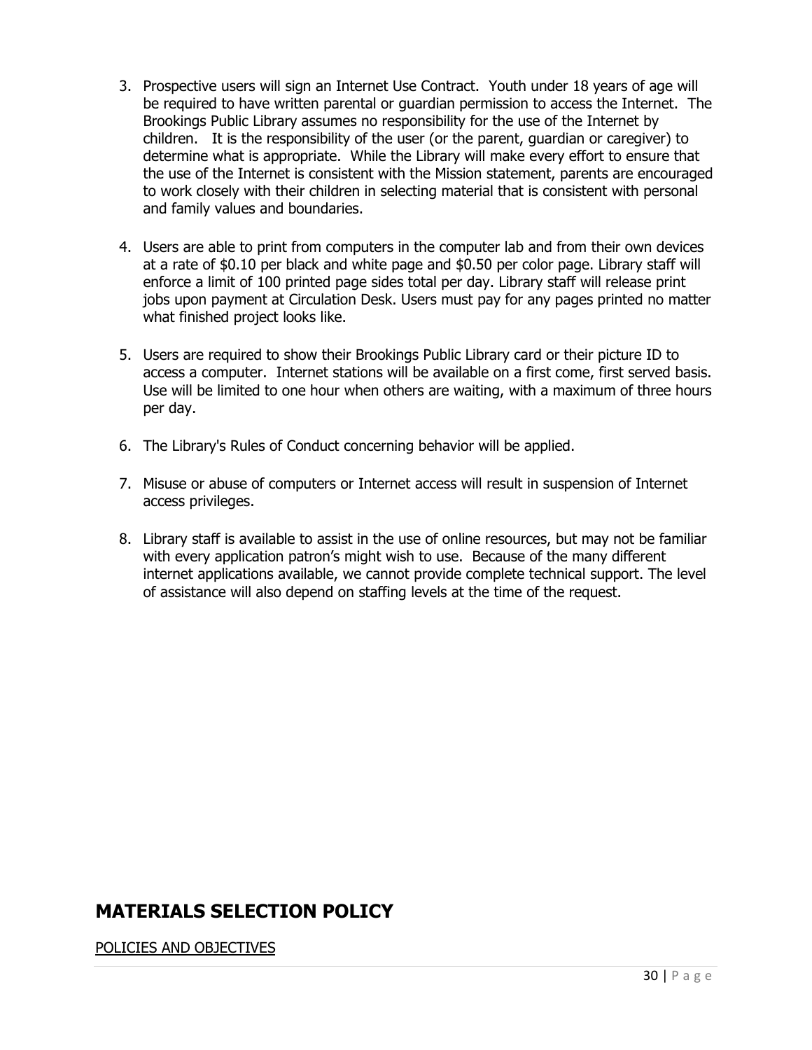3. Prospective users will sign an Internet Use Contract. Youth under 18 years of age will be required to have written parental or guardian permission to access the Internet. The Brookings Public Library assumes no responsibility for the use of the Internet by children. It is the responsibility of the user (or the parent, guardian or caregiver) to determine what is appropriate. While the Library will make every effort to ensure that the use of the Internet is consistent with the Mission statement, parents are encouraged to work closely with their children in selecting material that is consistent with personal and family values and boundaries.

4. Users are able to print from computers in the computer lab and from their own devices at a rate of $0.10 per black and white page and $0.50 per color page. Library staff will enforce a limit of 100 printed page sides total per day. Library staff will release print jobs upon payment at Circulation Desk. Users must pay for any pages printed no matter what finished project looks like.

5. Users are required to show their Brookings Public Library card or their picture ID to access a computer. Internet stations will be available on a first come, first served basis. Use will be limited to one hour when others are waiting, with a maximum of three hours per day.

6. The Library's Rules of Conduct concerning behavior will be applied.

7. Misuse or abuse of computers or Internet access will result in suspension of Internet access privileges.

8. Library staff is available to assist in the use of online resources, but may not be familiar with every application patron's might wish to use. Because of the many different internet applications available, we cannot provide complete technical support. The level of assistance will also depend on staffing levels at the time of the request.

## MATERIALS SELECTION POLICY

<u>POLICIES AND OBJECTIVES</u>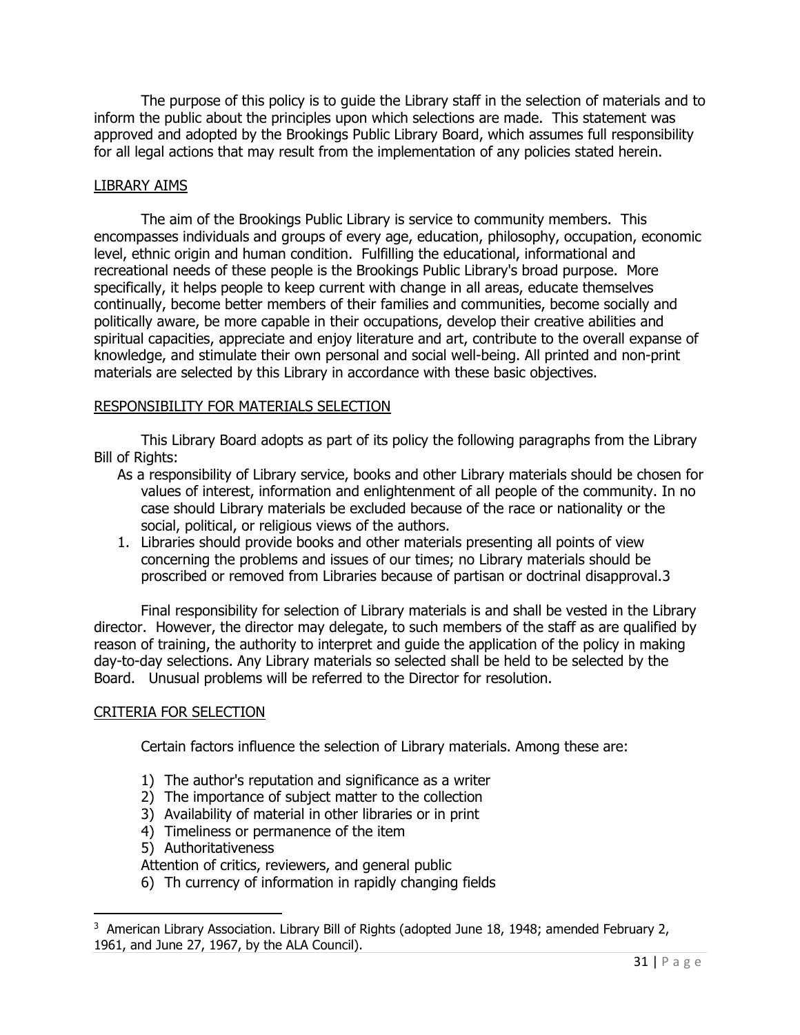The purpose of this policy is to guide the Library staff in the selection of materials and to inform the public about the principles upon which selections are made. This statement was approved and adopted by the Brookings Public Library Board, which assumes full responsibility for all legal actions that may result from the implementation of any policies stated herein.

## LIBRARY AIMS

The aim of the Brookings Public Library is service to community members. This encompasses individuals and groups of every age, education, philosophy, occupation, economic level, ethnic origin and human condition. Fulfilling the educational, informational and recreational needs of these people is the Brookings Public Library's broad purpose. More specifically, it helps people to keep current with change in all areas, educate themselves continually, become better members of their families and communities, become socially and politically aware, be more capable in their occupations, develop their creative abilities and spiritual capacities, appreciate and enjoy literature and art, contribute to the overall expanse of knowledge, and stimulate their own personal and social well-being. All printed and non-print materials are selected by this Library in accordance with these basic objectives.

## RESPONSIBILITY FOR MATERIALS SELECTION

This Library Board adopts as part of its policy the following paragraphs from the Library Bill of Rights:

As a responsibility of Library service, books and other Library materials should be chosen for values of interest, information and enlightenment of all people of the community. In no case should Library materials be excluded because of the race or nationality or the social, political, or religious views of the authors.

1. Libraries should provide books and other materials presenting all points of view concerning the problems and issues of our times; no Library materials should be proscribed or removed from Libraries because of partisan or doctrinal disapproval.[3]

Final responsibility for selection of Library materials is and shall be vested in the Library director. However, the director may delegate, to such members of the staff as are qualified by reason of training, the authority to interpret and guide the application of the policy in making day-to-day selections. Any Library materials so selected shall be held to be selected by the Board. Unusual problems will be referred to the Director for resolution.

## CRITERIA FOR SELECTION

Certain factors influence the selection of Library materials. Among these are:

1) The author's reputation and significance as a writer
2) The importance of subject matter to the collection
3) Availability of material in other libraries or in print
4) Timeliness or permanence of the item
5) Authoritativeness

Attention of critics, reviewers, and general public

6) Th currency of information in rapidly changing fields

[3] American Library Association. Library Bill of Rights (adopted June 18, 1948; amended February 2, 1961, and June 27, 1967, by the ALA Council).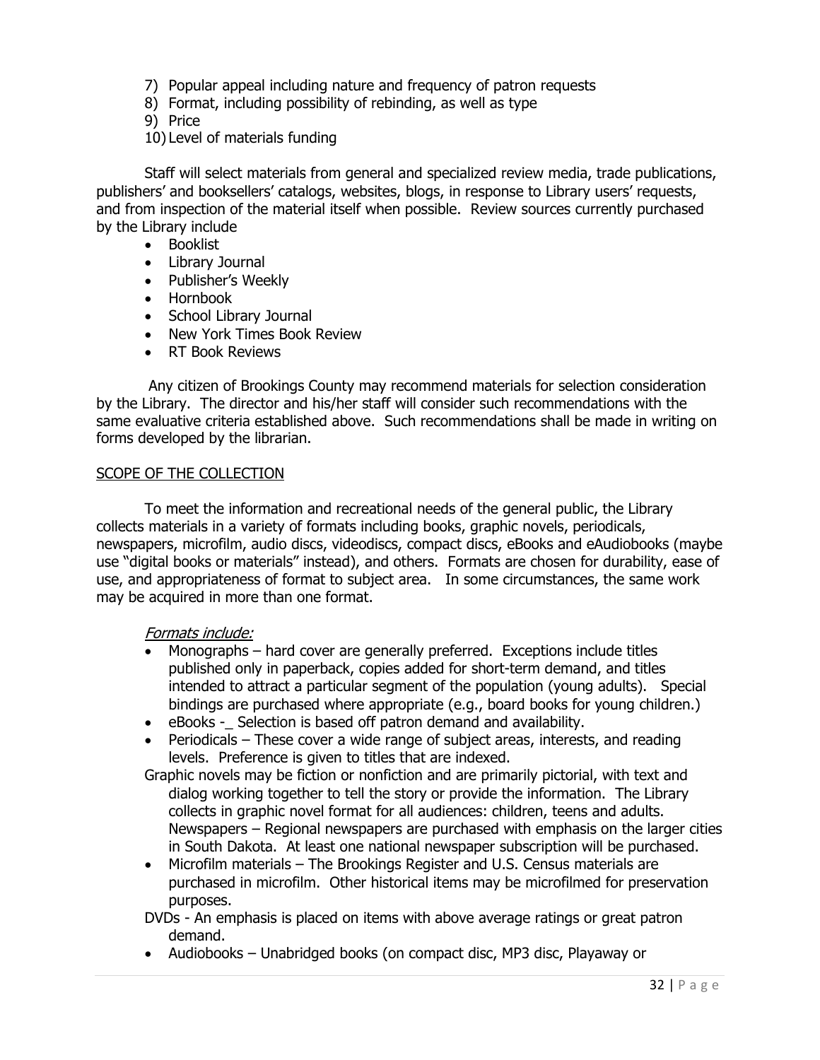7) Popular appeal including nature and frequency of patron requests
8) Format, including possibility of rebinding, as well as type
9) Price
10) Level of materials funding

Staff will select materials from general and specialized review media, trade publications, publishers' and booksellers' catalogs, websites, blogs, in response to Library users' requests, and from inspection of the material itself when possible. Review sources currently purchased by the Library include

- Booklist
- Library Journal
- Publisher's Weekly
- Hornbook
- School Library Journal
- New York Times Book Review
- RT Book Reviews

Any citizen of Brookings County may recommend materials for selection consideration by the Library. The director and his/her staff will consider such recommendations with the same evaluative criteria established above. Such recommendations shall be made in writing on forms developed by the librarian.

SCOPE OF THE COLLECTION

To meet the information and recreational needs of the general public, the Library collects materials in a variety of formats including books, graphic novels, periodicals, newspapers, microfilm, audio discs, videodiscs, compact discs, eBooks and eAudiobooks (maybe use "digital books or materials" instead), and others. Formats are chosen for durability, ease of use, and appropriateness of format to subject area. In some circumstances, the same work may be acquired in more than one format.

*Formats include:*

- Monographs – hard cover are generally preferred. Exceptions include titles published only in paperback, copies added for short-term demand, and titles intended to attract a particular segment of the population (young adults). Special bindings are purchased where appropriate (e.g., board books for young children.)
- eBooks -_ Selection is based off patron demand and availability.
- Periodicals – These cover a wide range of subject areas, interests, and reading levels. Preference is given to titles that are indexed.

Graphic novels may be fiction or nonfiction and are primarily pictorial, with text and dialog working together to tell the story or provide the information. The Library collects in graphic novel format for all audiences: children, teens and adults. Newspapers – Regional newspapers are purchased with emphasis on the larger cities in South Dakota. At least one national newspaper subscription will be purchased.

- Microfilm materials – The Brookings Register and U.S. Census materials are purchased in microfilm. Other historical items may be microfilmed for preservation purposes.

DVDs - An emphasis is placed on items with above average ratings or great patron demand.

- Audiobooks – Unabridged books (on compact disc, MP3 disc, Playaway or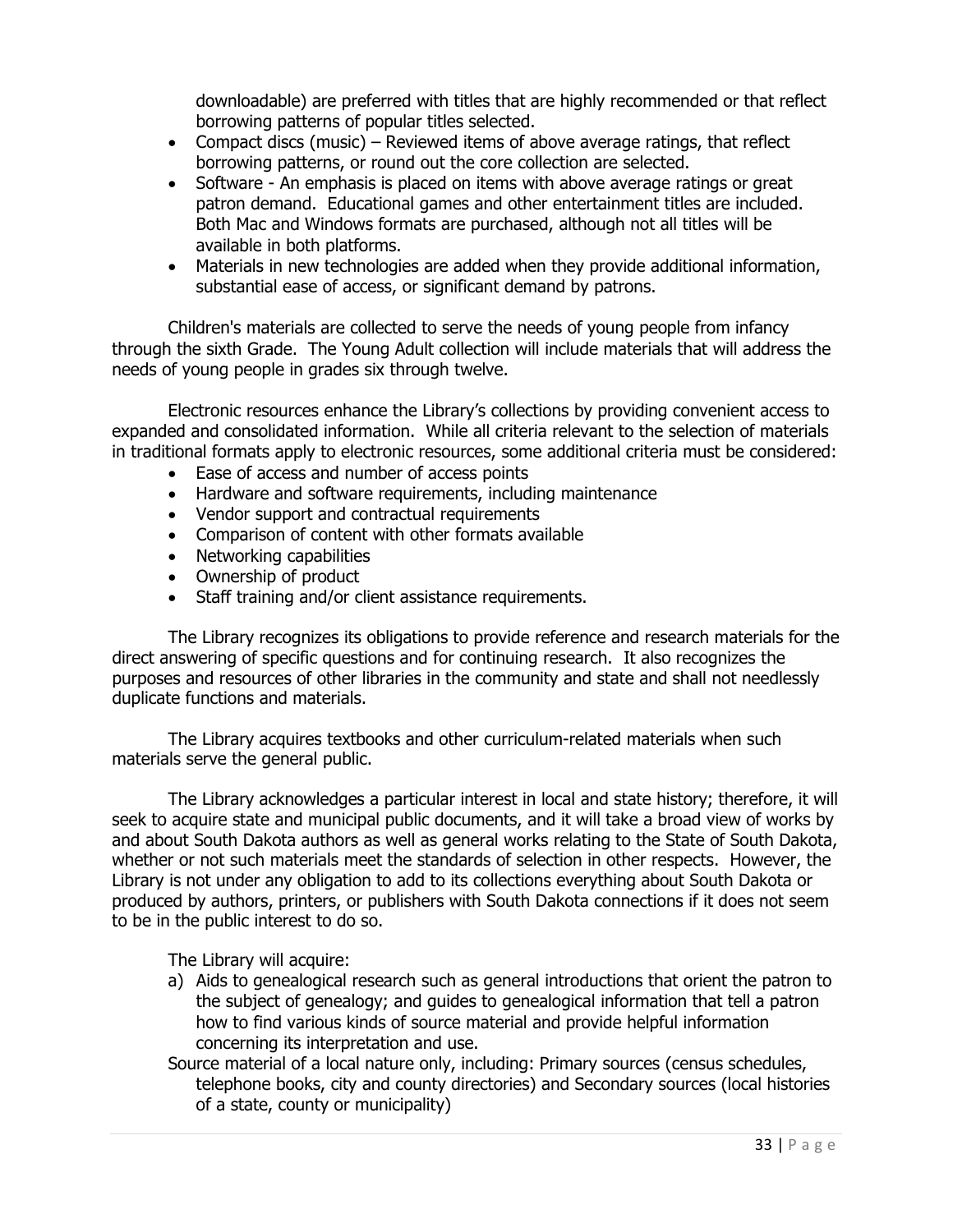downloadable) are preferred with titles that are highly recommended or that reflect borrowing patterns of popular titles selected.

- Compact discs (music) – Reviewed items of above average ratings, that reflect borrowing patterns, or round out the core collection are selected.
- Software - An emphasis is placed on items with above average ratings or great patron demand. Educational games and other entertainment titles are included. Both Mac and Windows formats are purchased, although not all titles will be available in both platforms.
- Materials in new technologies are added when they provide additional information, substantial ease of access, or significant demand by patrons.

Children's materials are collected to serve the needs of young people from infancy through the sixth Grade. The Young Adult collection will include materials that will address the needs of young people in grades six through twelve.

Electronic resources enhance the Library's collections by providing convenient access to expanded and consolidated information. While all criteria relevant to the selection of materials in traditional formats apply to electronic resources, some additional criteria must be considered:

- Ease of access and number of access points
- Hardware and software requirements, including maintenance
- Vendor support and contractual requirements
- Comparison of content with other formats available
- Networking capabilities
- Ownership of product
- Staff training and/or client assistance requirements.

The Library recognizes its obligations to provide reference and research materials for the direct answering of specific questions and for continuing research. It also recognizes the purposes and resources of other libraries in the community and state and shall not needlessly duplicate functions and materials.

The Library acquires textbooks and other curriculum-related materials when such materials serve the general public.

The Library acknowledges a particular interest in local and state history; therefore, it will seek to acquire state and municipal public documents, and it will take a broad view of works by and about South Dakota authors as well as general works relating to the State of South Dakota, whether or not such materials meet the standards of selection in other respects. However, the Library is not under any obligation to add to its collections everything about South Dakota or produced by authors, printers, or publishers with South Dakota connections if it does not seem to be in the public interest to do so.

The Library will acquire:

a) Aids to genealogical research such as general introductions that orient the patron to the subject of genealogy; and guides to genealogical information that tell a patron how to find various kinds of source material and provide helpful information concerning its interpretation and use.

Source material of a local nature only, including: Primary sources (census schedules, telephone books, city and county directories) and Secondary sources (local histories of a state, county or municipality)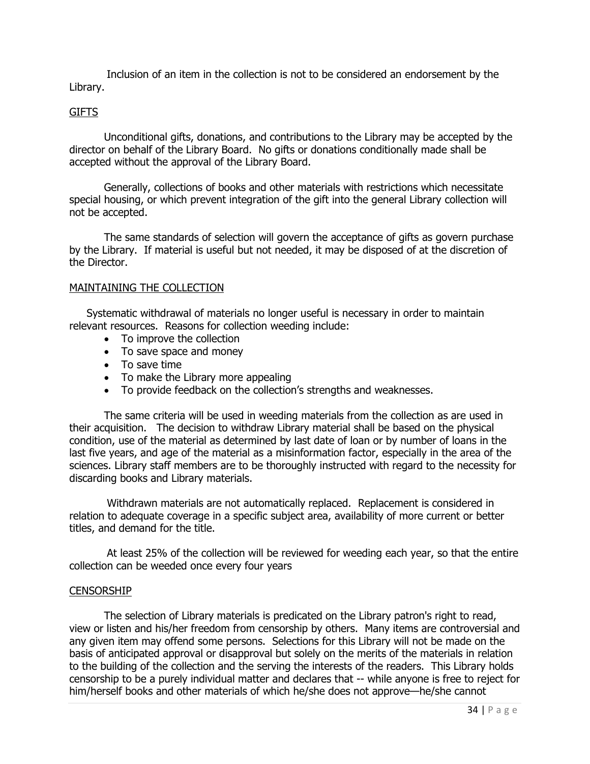Inclusion of an item in the collection is not to be considered an endorsement by the Library.

## GIFTS

Unconditional gifts, donations, and contributions to the Library may be accepted by the director on behalf of the Library Board. No gifts or donations conditionally made shall be accepted without the approval of the Library Board.

Generally, collections of books and other materials with restrictions which necessitate special housing, or which prevent integration of the gift into the general Library collection will not be accepted.

The same standards of selection will govern the acceptance of gifts as govern purchase by the Library. If material is useful but not needed, it may be disposed of at the discretion of the Director.

## MAINTAINING THE COLLECTION

Systematic withdrawal of materials no longer useful is necessary in order to maintain relevant resources. Reasons for collection weeding include:

- To improve the collection
- To save space and money
- To save time
- To make the Library more appealing
- To provide feedback on the collection's strengths and weaknesses.

The same criteria will be used in weeding materials from the collection as are used in their acquisition. The decision to withdraw Library material shall be based on the physical condition, use of the material as determined by last date of loan or by number of loans in the last five years, and age of the material as a misinformation factor, especially in the area of the sciences. Library staff members are to be thoroughly instructed with regard to the necessity for discarding books and Library materials.

Withdrawn materials are not automatically replaced. Replacement is considered in relation to adequate coverage in a specific subject area, availability of more current or better titles, and demand for the title.

At least 25% of the collection will be reviewed for weeding each year, so that the entire collection can be weeded once every four years

## CENSORSHIP

The selection of Library materials is predicated on the Library patron's right to read, view or listen and his/her freedom from censorship by others. Many items are controversial and any given item may offend some persons. Selections for this Library will not be made on the basis of anticipated approval or disapproval but solely on the merits of the materials in relation to the building of the collection and the serving the interests of the readers. This Library holds censorship to be a purely individual matter and declares that -- while anyone is free to reject for him/herself books and other materials of which he/she does not approve—he/she cannot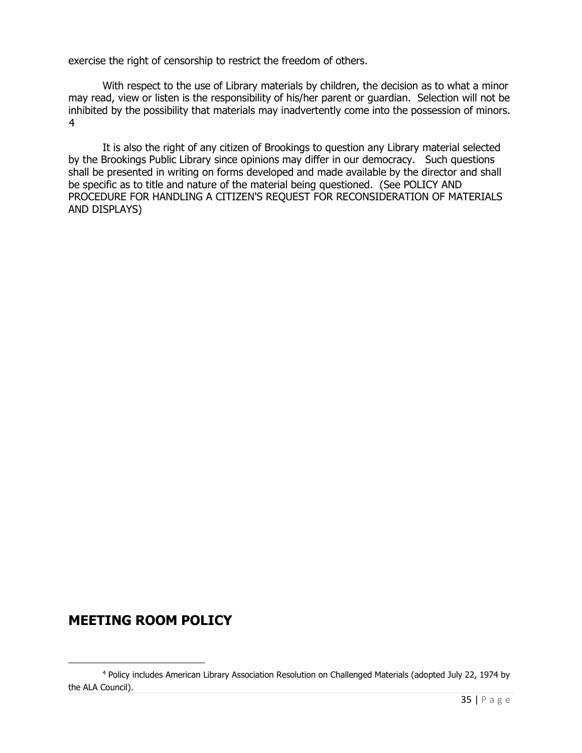exercise the right of censorship to restrict the freedom of others.

With respect to the use of Library materials by children, the decision as to what a minor may read, view or listen is the responsibility of his/her parent or guardian. Selection will not be inhibited by the possibility that materials may inadvertently come into the possession of minors. [4]

It is also the right of any citizen of Brookings to question any Library material selected by the Brookings Public Library since opinions may differ in our democracy. Such questions shall be presented in writing on forms developed and made available by the director and shall be specific as to title and nature of the material being questioned. (See POLICY AND PROCEDURE FOR HANDLING A CITIZEN'S REQUEST FOR RECONSIDERATION OF MATERIALS AND DISPLAYS)

## MEETING ROOM POLICY

[4] Policy includes American Library Association Resolution on Challenged Materials (adopted July 22, 1974 by the ALA Council).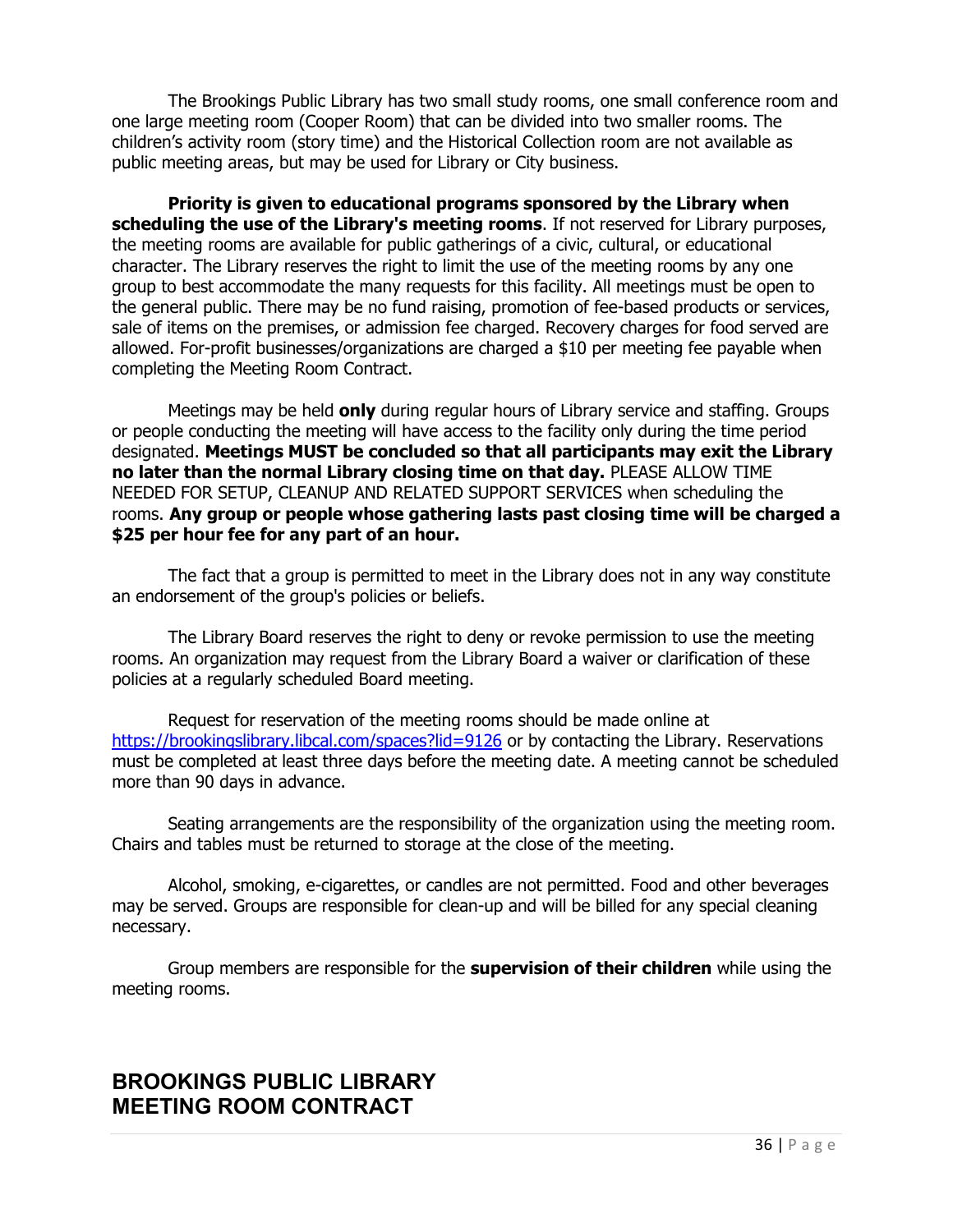The Brookings Public Library has two small study rooms, one small conference room and one large meeting room (Cooper Room) that can be divided into two smaller rooms. The children's activity room (story time) and the Historical Collection room are not available as public meeting areas, but may be used for Library or City business.

**Priority is given to educational programs sponsored by the Library when scheduling the use of the Library's meeting rooms**. If not reserved for Library purposes, the meeting rooms are available for public gatherings of a civic, cultural, or educational character. The Library reserves the right to limit the use of the meeting rooms by any one group to best accommodate the many requests for this facility. All meetings must be open to the general public. There may be no fund raising, promotion of fee-based products or services, sale of items on the premises, or admission fee charged. Recovery charges for food served are allowed. For-profit businesses/organizations are charged a $10 per meeting fee payable when completing the Meeting Room Contract.

Meetings may be held **only** during regular hours of Library service and staffing. Groups or people conducting the meeting will have access to the facility only during the time period designated. **Meetings MUST be concluded so that all participants may exit the Library no later than the normal Library closing time on that day.** PLEASE ALLOW TIME NEEDED FOR SETUP, CLEANUP AND RELATED SUPPORT SERVICES when scheduling the rooms. **Any group or people whose gathering lasts past closing time will be charged a $25 per hour fee for any part of an hour.**

The fact that a group is permitted to meet in the Library does not in any way constitute an endorsement of the group's policies or beliefs.

The Library Board reserves the right to deny or revoke permission to use the meeting rooms. An organization may request from the Library Board a waiver or clarification of these policies at a regularly scheduled Board meeting.

Request for reservation of the meeting rooms should be made online at [https://brookingslibrary.libcal.com/spaces?lid=9126](https://brookingslibrary.libcal.com/spaces?lid=9126) or by contacting the Library. Reservations must be completed at least three days before the meeting date. A meeting cannot be scheduled more than 90 days in advance.

Seating arrangements are the responsibility of the organization using the meeting room. Chairs and tables must be returned to storage at the close of the meeting.

Alcohol, smoking, e-cigarettes, or candles are not permitted. Food and other beverages may be served. Groups are responsible for clean-up and will be billed for any special cleaning necessary.

Group members are responsible for the **supervision of their children** while using the meeting rooms.

## BROOKINGS PUBLIC LIBRARY MEETING ROOM CONTRACT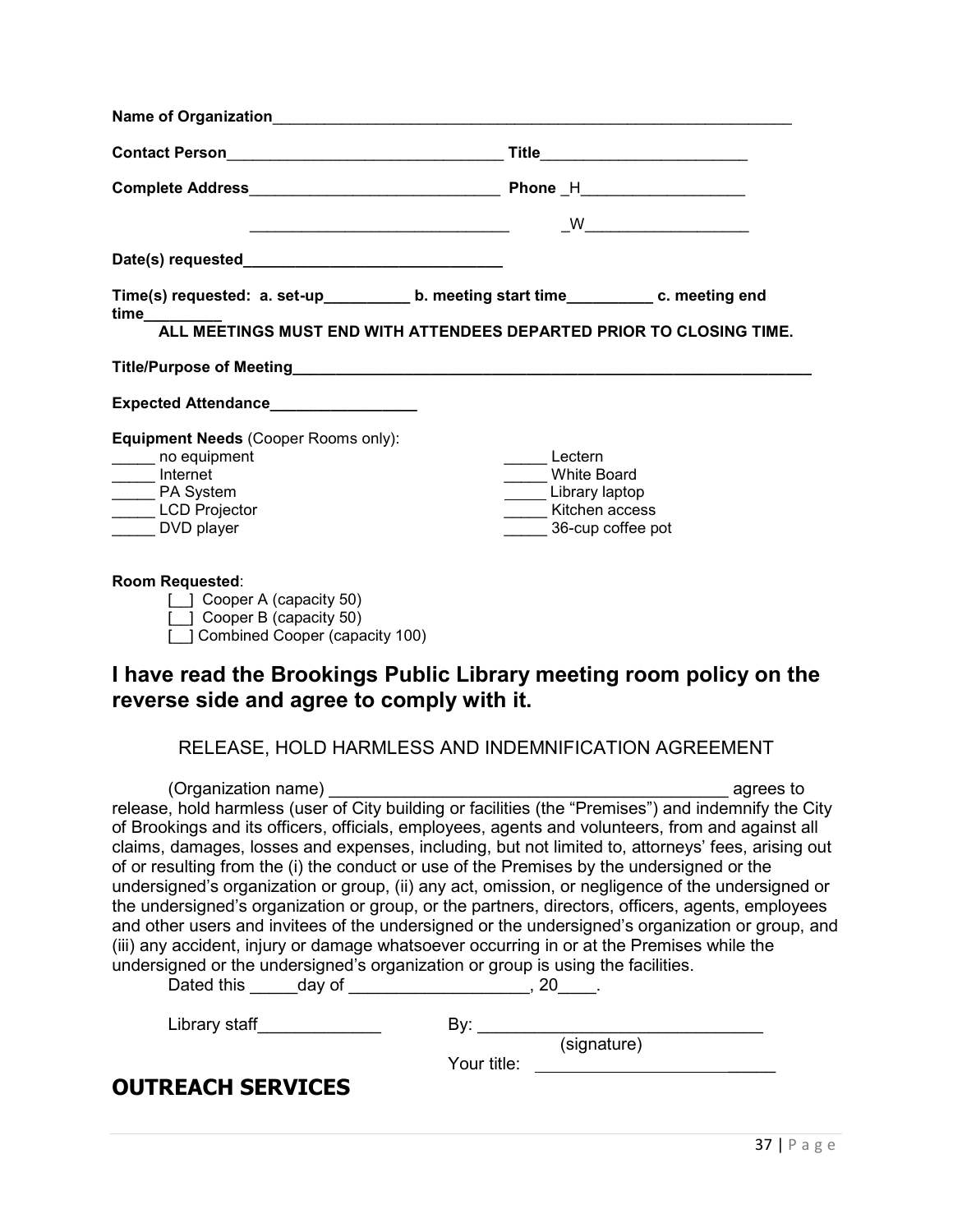**Name of Organization**_______________________________________________________________

**Contact Person**________________________________ **Title**________________________

**Complete Address**_____________________________ **Phone** _H__________________

_____________________________ _W__________________

**Date(s) requested**______________________________

**Time(s) requested: a. set-up**__________ **b. meeting start time**__________ **c. meeting end time**_________

**ALL MEETINGS MUST END WITH ATTENDEES DEPARTED PRIOR TO CLOSING TIME.**

**Title/Purpose of Meeting**________________________________________________________________

**Expected Attendance**_________________

**Equipment Needs** (Cooper Rooms only):

_____ no equipment
_____ Internet
_____ PA System
_____ LCD Projector
_____ DVD player
_____ Lectern
_____ White Board
_____ Library laptop
_____ Kitchen access
_____ 36-cup coffee pot

**Room Requested**:

[__] Cooper A (capacity 50)
[__] Cooper B (capacity 50)
[__] Combined Cooper (capacity 100)

## I have read the Brookings Public Library meeting room policy on the reverse side and agree to comply with it.

RELEASE, HOLD HARMLESS AND INDEMNIFICATION AGREEMENT

(Organization name) ___________________________________________ agrees to release, hold harmless (user of City building or facilities (the "Premises") and indemnify the City of Brookings and its officers, officials, employees, agents and volunteers, from and against all claims, damages, losses and expenses, including, but not limited to, attorneys' fees, arising out of or resulting from the (i) the conduct or use of the Premises by the undersigned or the undersigned's organization or group, (ii) any act, omission, or negligence of the undersigned or the undersigned's organization or group, or the partners, directors, officers, agents, employees and other users and invitees of the undersigned or the undersigned's organization or group, and (iii) any accident, injury or damage whatsoever occurring in or at the Premises while the undersigned or the undersigned's organization or group is using the facilities.

Dated this _____day of ___________________, 20____.

Library staff_____________ By: ______________________________
(signature)
Your title: ______________________________

## OUTREACH SERVICES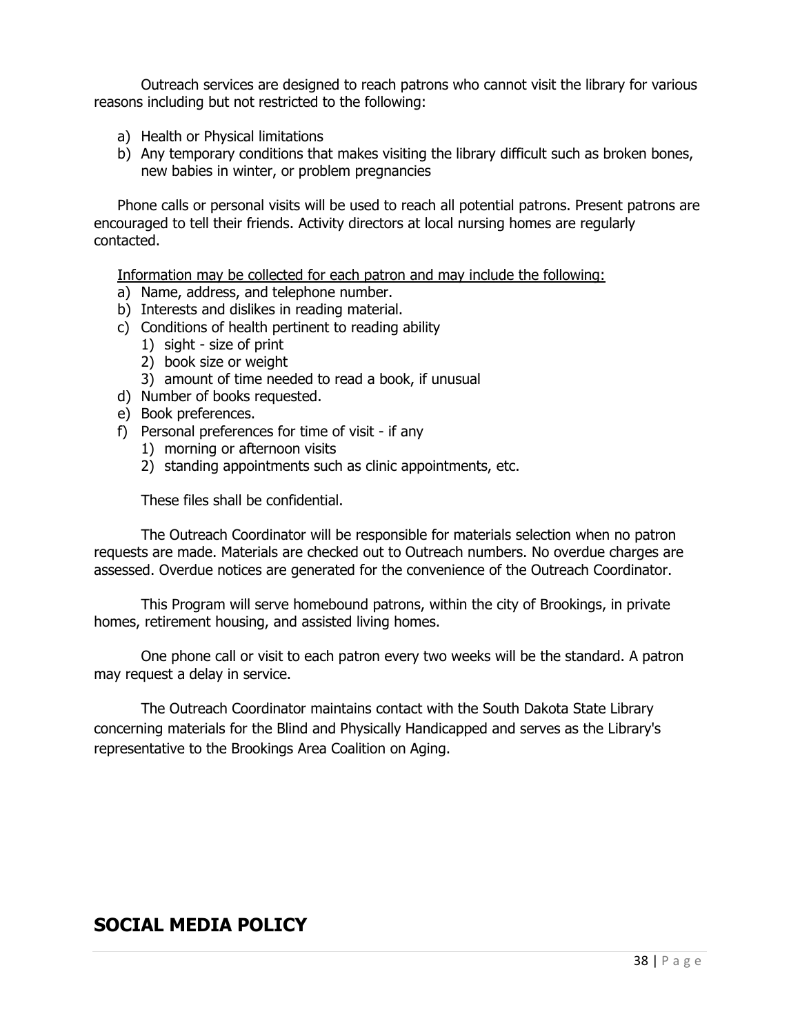Outreach services are designed to reach patrons who cannot visit the library for various reasons including but not restricted to the following:

a) Health or Physical limitations
b) Any temporary conditions that makes visiting the library difficult such as broken bones, new babies in winter, or problem pregnancies

Phone calls or personal visits will be used to reach all potential patrons. Present patrons are encouraged to tell their friends. Activity directors at local nursing homes are regularly contacted.

<u>Information may be collected for each patron and may include the following:</u>

a) Name, address, and telephone number.
b) Interests and dislikes in reading material.
c) Conditions of health pertinent to reading ability
   1) sight - size of print
   2) book size or weight
   3) amount of time needed to read a book, if unusual
d) Number of books requested.
e) Book preferences.
f) Personal preferences for time of visit - if any
   1) morning or afternoon visits
   2) standing appointments such as clinic appointments, etc.

These files shall be confidential.

The Outreach Coordinator will be responsible for materials selection when no patron requests are made. Materials are checked out to Outreach numbers. No overdue charges are assessed. Overdue notices are generated for the convenience of the Outreach Coordinator.

This Program will serve homebound patrons, within the city of Brookings, in private homes, retirement housing, and assisted living homes.

One phone call or visit to each patron every two weeks will be the standard. A patron may request a delay in service.

The Outreach Coordinator maintains contact with the South Dakota State Library concerning materials for the Blind and Physically Handicapped and serves as the Library's representative to the Brookings Area Coalition on Aging.

# SOCIAL MEDIA POLICY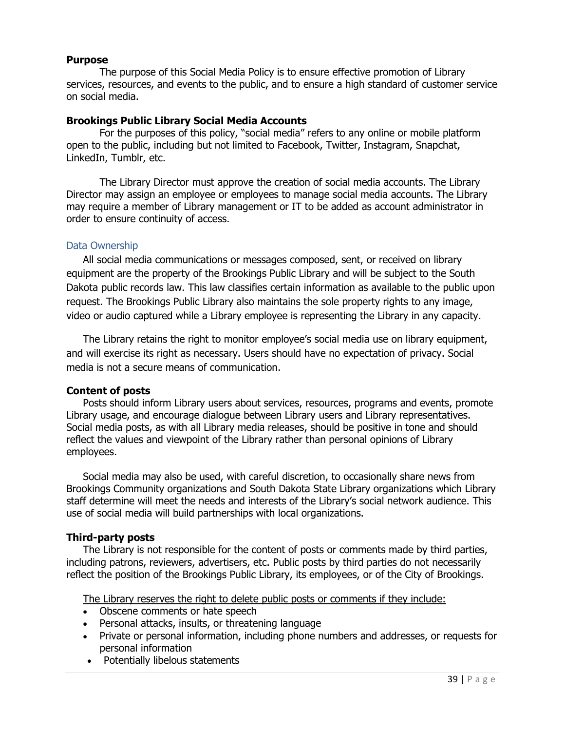**Purpose**

The purpose of this Social Media Policy is to ensure effective promotion of Library services, resources, and events to the public, and to ensure a high standard of customer service on social media.

**Brookings Public Library Social Media Accounts**

For the purposes of this policy, "social media" refers to any online or mobile platform open to the public, including but not limited to Facebook, Twitter, Instagram, Snapchat, LinkedIn, Tumblr, etc.

The Library Director must approve the creation of social media accounts. The Library Director may assign an employee or employees to manage social media accounts. The Library may require a member of Library management or IT to be added as account administrator in order to ensure continuity of access.

### Data Ownership

All social media communications or messages composed, sent, or received on library equipment are the property of the Brookings Public Library and will be subject to the South Dakota public records law. This law classifies certain information as available to the public upon request. The Brookings Public Library also maintains the sole property rights to any image, video or audio captured while a Library employee is representing the Library in any capacity.

The Library retains the right to monitor employee's social media use on library equipment, and will exercise its right as necessary. Users should have no expectation of privacy. Social media is not a secure means of communication.

**Content of posts**

Posts should inform Library users about services, resources, programs and events, promote Library usage, and encourage dialogue between Library users and Library representatives. Social media posts, as with all Library media releases, should be positive in tone and should reflect the values and viewpoint of the Library rather than personal opinions of Library employees.

Social media may also be used, with careful discretion, to occasionally share news from Brookings Community organizations and South Dakota State Library organizations which Library staff determine will meet the needs and interests of the Library's social network audience. This use of social media will build partnerships with local organizations.

**Third-party posts**

The Library is not responsible for the content of posts or comments made by third parties, including patrons, reviewers, advertisers, etc. Public posts by third parties do not necessarily reflect the position of the Brookings Public Library, its employees, or of the City of Brookings.

<u>The Library reserves the right to delete public posts or comments if they include:</u>

- Obscene comments or hate speech
- Personal attacks, insults, or threatening language
- Private or personal information, including phone numbers and addresses, or requests for personal information
- Potentially libelous statements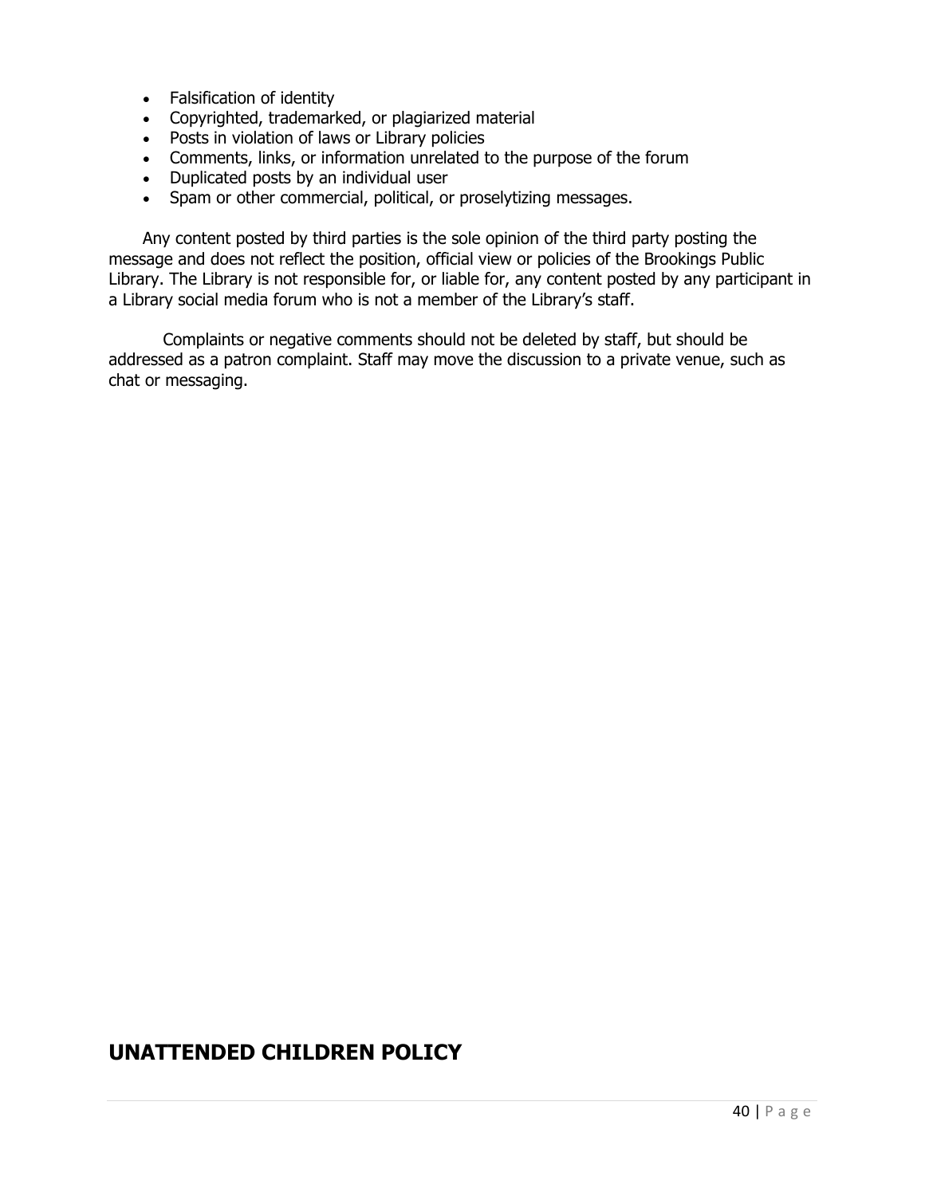- Falsification of identity
- Copyrighted, trademarked, or plagiarized material
- Posts in violation of laws or Library policies
- Comments, links, or information unrelated to the purpose of the forum
- Duplicated posts by an individual user
- Spam or other commercial, political, or proselytizing messages.

Any content posted by third parties is the sole opinion of the third party posting the message and does not reflect the position, official view or policies of the Brookings Public Library. The Library is not responsible for, or liable for, any content posted by any participant in a Library social media forum who is not a member of the Library's staff.

Complaints or negative comments should not be deleted by staff, but should be addressed as a patron complaint. Staff may move the discussion to a private venue, such as chat or messaging.

## UNATTENDED CHILDREN POLICY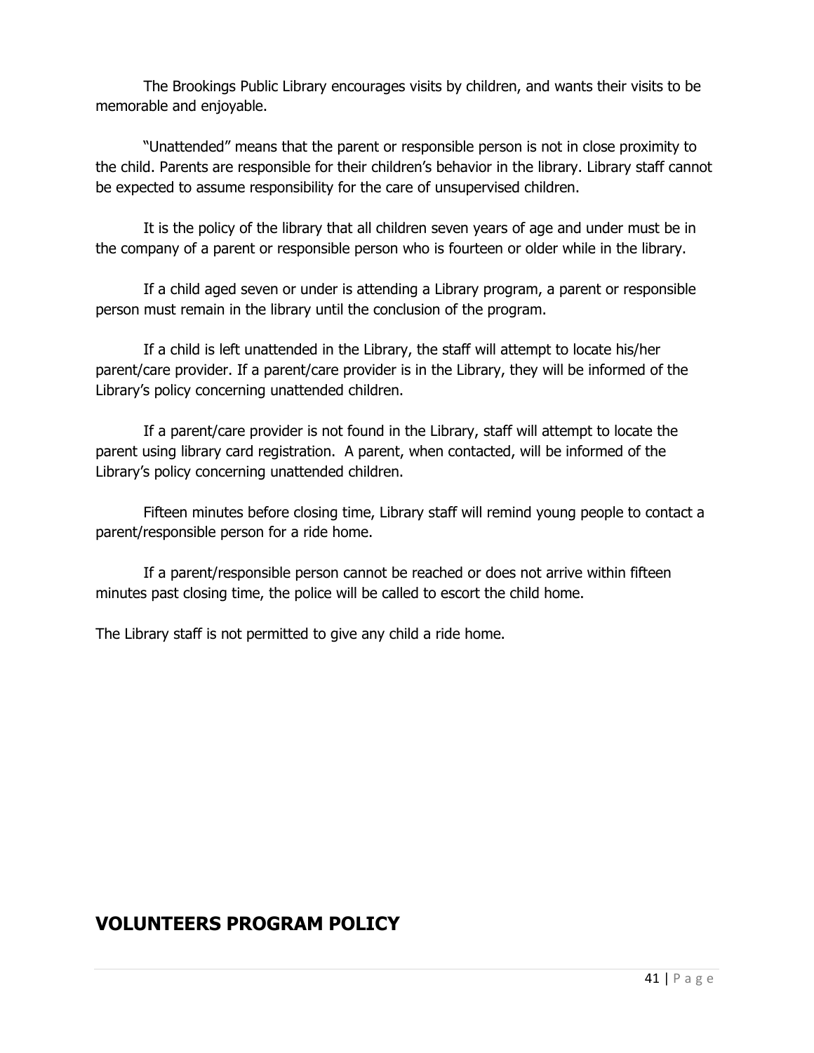The Brookings Public Library encourages visits by children, and wants their visits to be memorable and enjoyable.

"Unattended" means that the parent or responsible person is not in close proximity to the child. Parents are responsible for their children's behavior in the library. Library staff cannot be expected to assume responsibility for the care of unsupervised children.

It is the policy of the library that all children seven years of age and under must be in the company of a parent or responsible person who is fourteen or older while in the library.

If a child aged seven or under is attending a Library program, a parent or responsible person must remain in the library until the conclusion of the program.

If a child is left unattended in the Library, the staff will attempt to locate his/her parent/care provider. If a parent/care provider is in the Library, they will be informed of the Library's policy concerning unattended children.

If a parent/care provider is not found in the Library, staff will attempt to locate the parent using library card registration. A parent, when contacted, will be informed of the Library's policy concerning unattended children.

Fifteen minutes before closing time, Library staff will remind young people to contact a parent/responsible person for a ride home.

If a parent/responsible person cannot be reached or does not arrive within fifteen minutes past closing time, the police will be called to escort the child home.

The Library staff is not permitted to give any child a ride home.

## VOLUNTEERS PROGRAM POLICY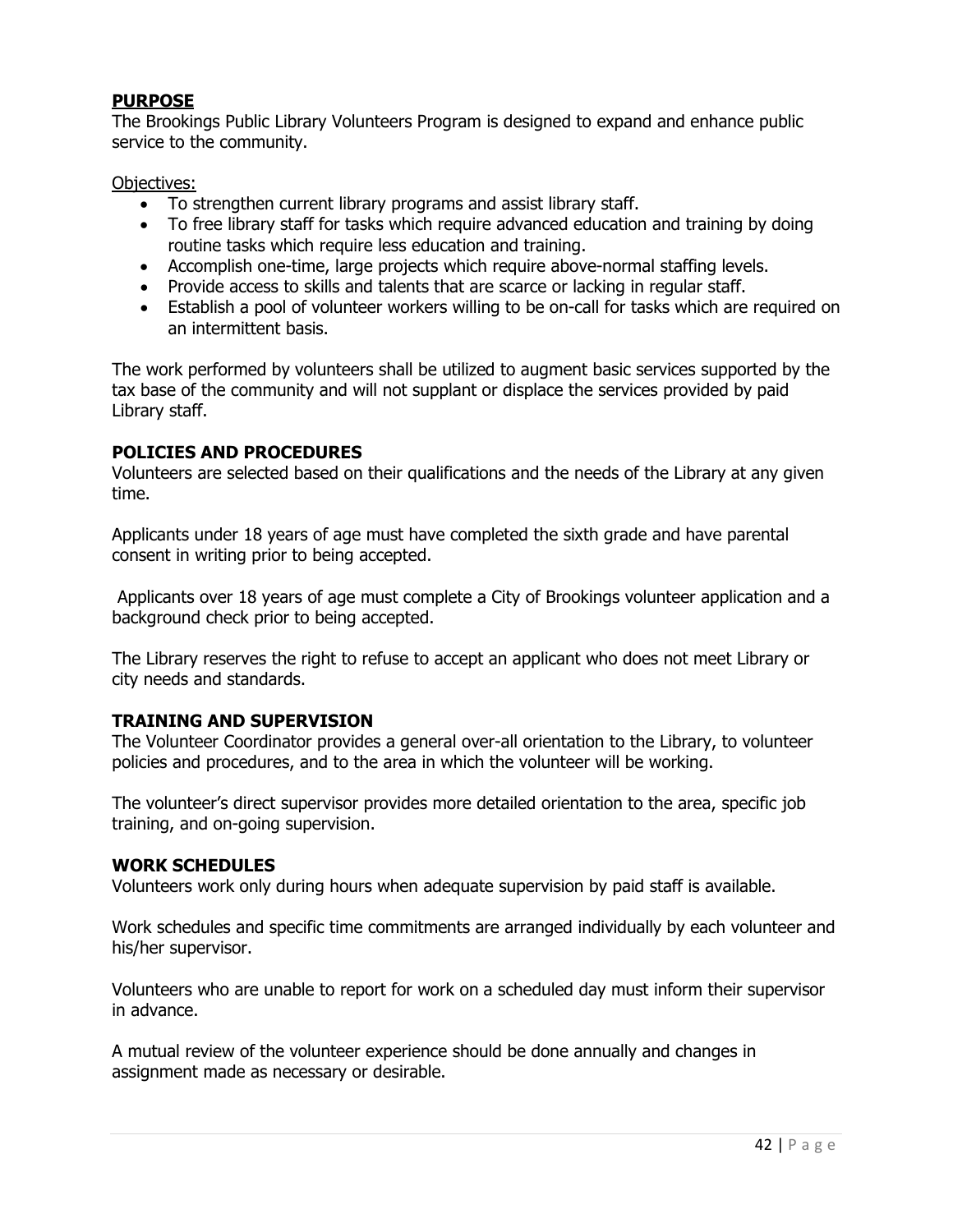## PURPOSE

The Brookings Public Library Volunteers Program is designed to expand and enhance public service to the community.

Objectives:

- To strengthen current library programs and assist library staff.
- To free library staff for tasks which require advanced education and training by doing routine tasks which require less education and training.
- Accomplish one-time, large projects which require above-normal staffing levels.
- Provide access to skills and talents that are scarce or lacking in regular staff.
- Establish a pool of volunteer workers willing to be on-call for tasks which are required on an intermittent basis.

The work performed by volunteers shall be utilized to augment basic services supported by the tax base of the community and will not supplant or displace the services provided by paid Library staff.

## POLICIES AND PROCEDURES

Volunteers are selected based on their qualifications and the needs of the Library at any given time.

Applicants under 18 years of age must have completed the sixth grade and have parental consent in writing prior to being accepted.

Applicants over 18 years of age must complete a City of Brookings volunteer application and a background check prior to being accepted.

The Library reserves the right to refuse to accept an applicant who does not meet Library or city needs and standards.

## TRAINING AND SUPERVISION

The Volunteer Coordinator provides a general over-all orientation to the Library, to volunteer policies and procedures, and to the area in which the volunteer will be working.

The volunteer's direct supervisor provides more detailed orientation to the area, specific job training, and on-going supervision.

## WORK SCHEDULES

Volunteers work only during hours when adequate supervision by paid staff is available.

Work schedules and specific time commitments are arranged individually by each volunteer and his/her supervisor.

Volunteers who are unable to report for work on a scheduled day must inform their supervisor in advance.

A mutual review of the volunteer experience should be done annually and changes in assignment made as necessary or desirable.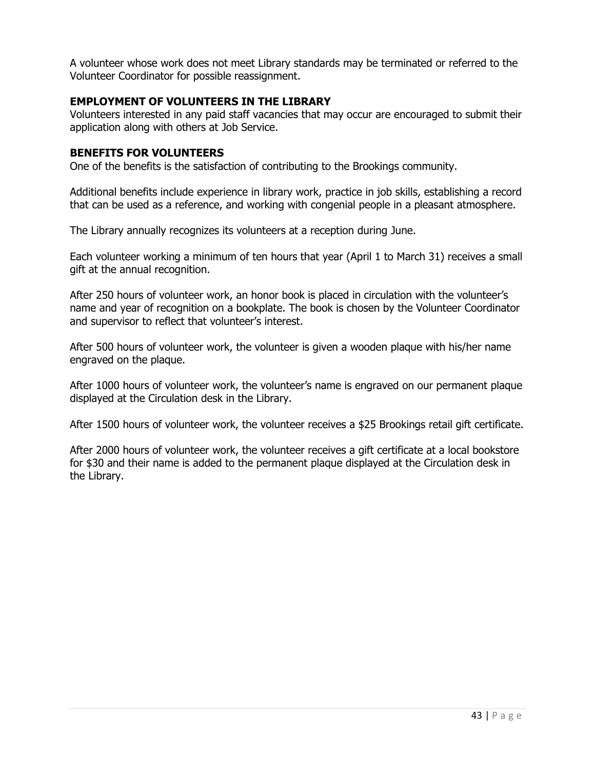A volunteer whose work does not meet Library standards may be terminated or referred to the Volunteer Coordinator for possible reassignment.

### EMPLOYMENT OF VOLUNTEERS IN THE LIBRARY

Volunteers interested in any paid staff vacancies that may occur are encouraged to submit their application along with others at Job Service.

### BENEFITS FOR VOLUNTEERS

One of the benefits is the satisfaction of contributing to the Brookings community.

Additional benefits include experience in library work, practice in job skills, establishing a record that can be used as a reference, and working with congenial people in a pleasant atmosphere.

The Library annually recognizes its volunteers at a reception during June.

Each volunteer working a minimum of ten hours that year (April 1 to March 31) receives a small gift at the annual recognition.

After 250 hours of volunteer work, an honor book is placed in circulation with the volunteer's name and year of recognition on a bookplate. The book is chosen by the Volunteer Coordinator and supervisor to reflect that volunteer's interest.

After 500 hours of volunteer work, the volunteer is given a wooden plaque with his/her name engraved on the plaque.

After 1000 hours of volunteer work, the volunteer's name is engraved on our permanent plaque displayed at the Circulation desk in the Library.

After 1500 hours of volunteer work, the volunteer receives a $25 Brookings retail gift certificate.

After 2000 hours of volunteer work, the volunteer receives a gift certificate at a local bookstore for $30 and their name is added to the permanent plaque displayed at the Circulation desk in the Library.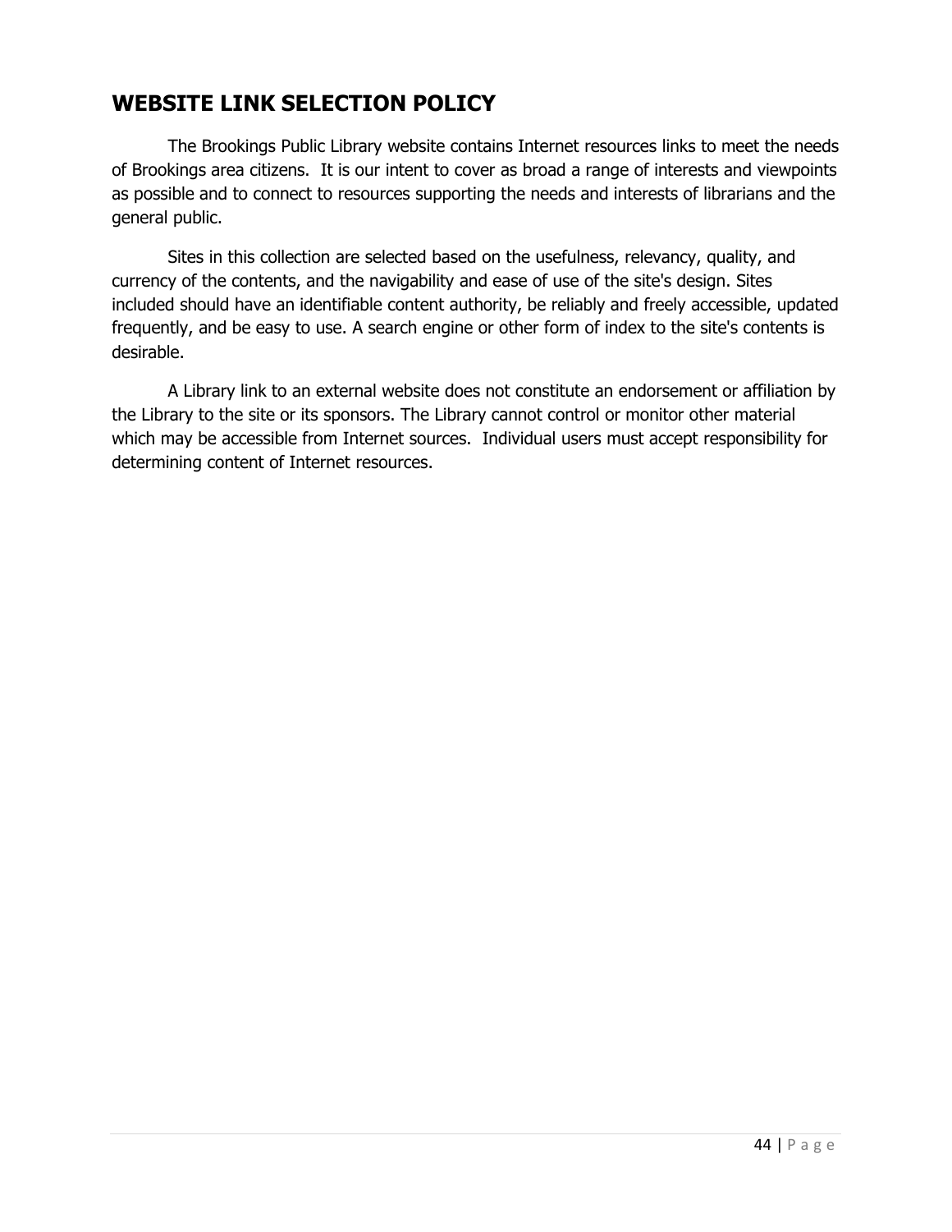## WEBSITE LINK SELECTION POLICY

The Brookings Public Library website contains Internet resources links to meet the needs of Brookings area citizens. It is our intent to cover as broad a range of interests and viewpoints as possible and to connect to resources supporting the needs and interests of librarians and the general public.

Sites in this collection are selected based on the usefulness, relevancy, quality, and currency of the contents, and the navigability and ease of use of the site's design. Sites included should have an identifiable content authority, be reliably and freely accessible, updated frequently, and be easy to use. A search engine or other form of index to the site's contents is desirable.

A Library link to an external website does not constitute an endorsement or affiliation by the Library to the site or its sponsors. The Library cannot control or monitor other material which may be accessible from Internet sources. Individual users must accept responsibility for determining content of Internet resources.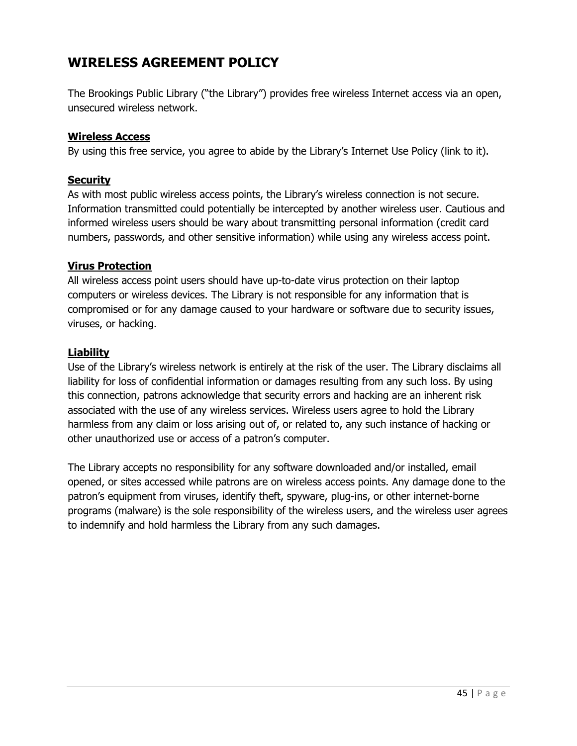# WIRELESS AGREEMENT POLICY

The Brookings Public Library ("the Library") provides free wireless Internet access via an open, unsecured wireless network.

**Wireless Access**

By using this free service, you agree to abide by the Library's Internet Use Policy (link to it).

**Security**

As with most public wireless access points, the Library's wireless connection is not secure. Information transmitted could potentially be intercepted by another wireless user. Cautious and informed wireless users should be wary about transmitting personal information (credit card numbers, passwords, and other sensitive information) while using any wireless access point.

**Virus Protection**

All wireless access point users should have up-to-date virus protection on their laptop computers or wireless devices. The Library is not responsible for any information that is compromised or for any damage caused to your hardware or software due to security issues, viruses, or hacking.

**Liability**

Use of the Library's wireless network is entirely at the risk of the user. The Library disclaims all liability for loss of confidential information or damages resulting from any such loss. By using this connection, patrons acknowledge that security errors and hacking are an inherent risk associated with the use of any wireless services. Wireless users agree to hold the Library harmless from any claim or loss arising out of, or related to, any such instance of hacking or other unauthorized use or access of a patron's computer.

The Library accepts no responsibility for any software downloaded and/or installed, email opened, or sites accessed while patrons are on wireless access points. Any damage done to the patron's equipment from viruses, identify theft, spyware, plug-ins, or other internet-borne programs (malware) is the sole responsibility of the wireless users, and the wireless user agrees to indemnify and hold harmless the Library from any such damages.